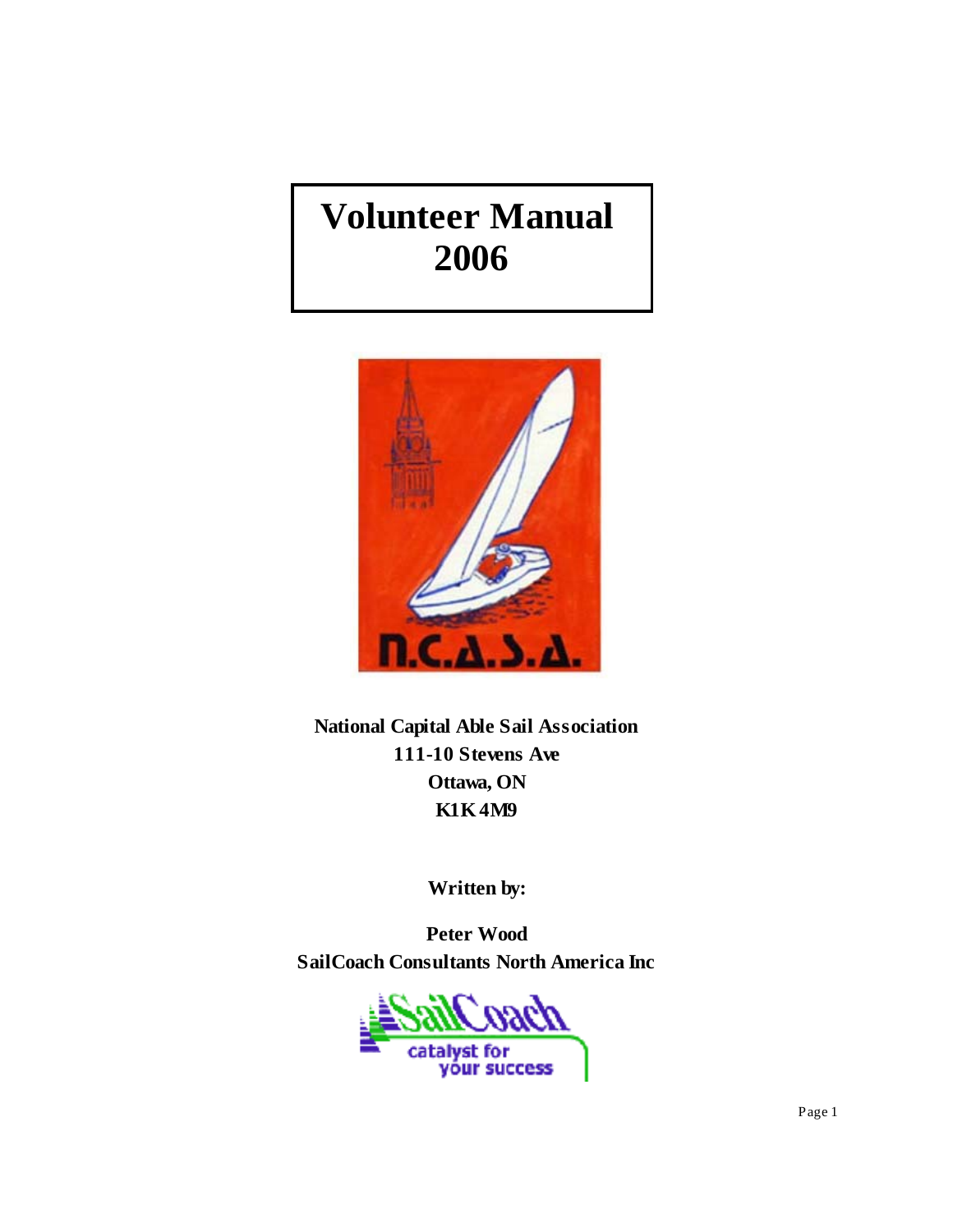# Volunteer Manual 2006

**National Capital Able Sail Association**
**111-10 Stevens Ave**
**Ottawa, ON**
**K1K 4M9**

**Written by:**

**Peter Wood**
**SailCoach Consultants North America Inc**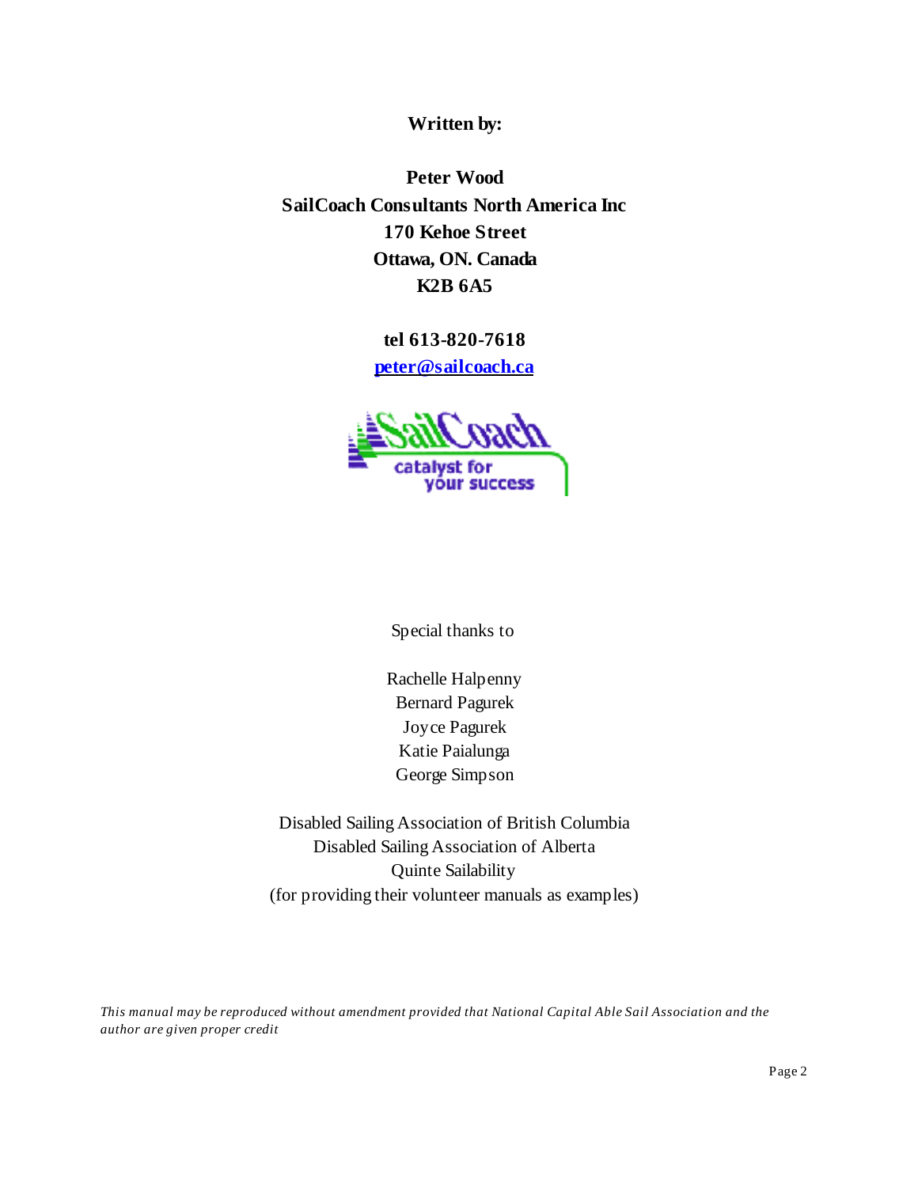**Written by:**

**Peter Wood**
**SailCoach Consultants North America Inc**
**170 Kehoe Street**
**Ottawa, ON. Canada**
**K2B 6A5**

**tel 613-820-7618**
**peter@sailcoach.ca**

SailCoach
catalyst for your success

Special thanks to

Rachelle Halpenny
Bernard Pagurek
Joyce Pagurek
Katie Paialunga
George Simpson

Disabled Sailing Association of British Columbia
Disabled Sailing Association of Alberta
Quinte Sailability
(for providing their volunteer manuals as examples)

*This manual may be reproduced without amendment provided that National Capital Able Sail Association and the author are given proper credit*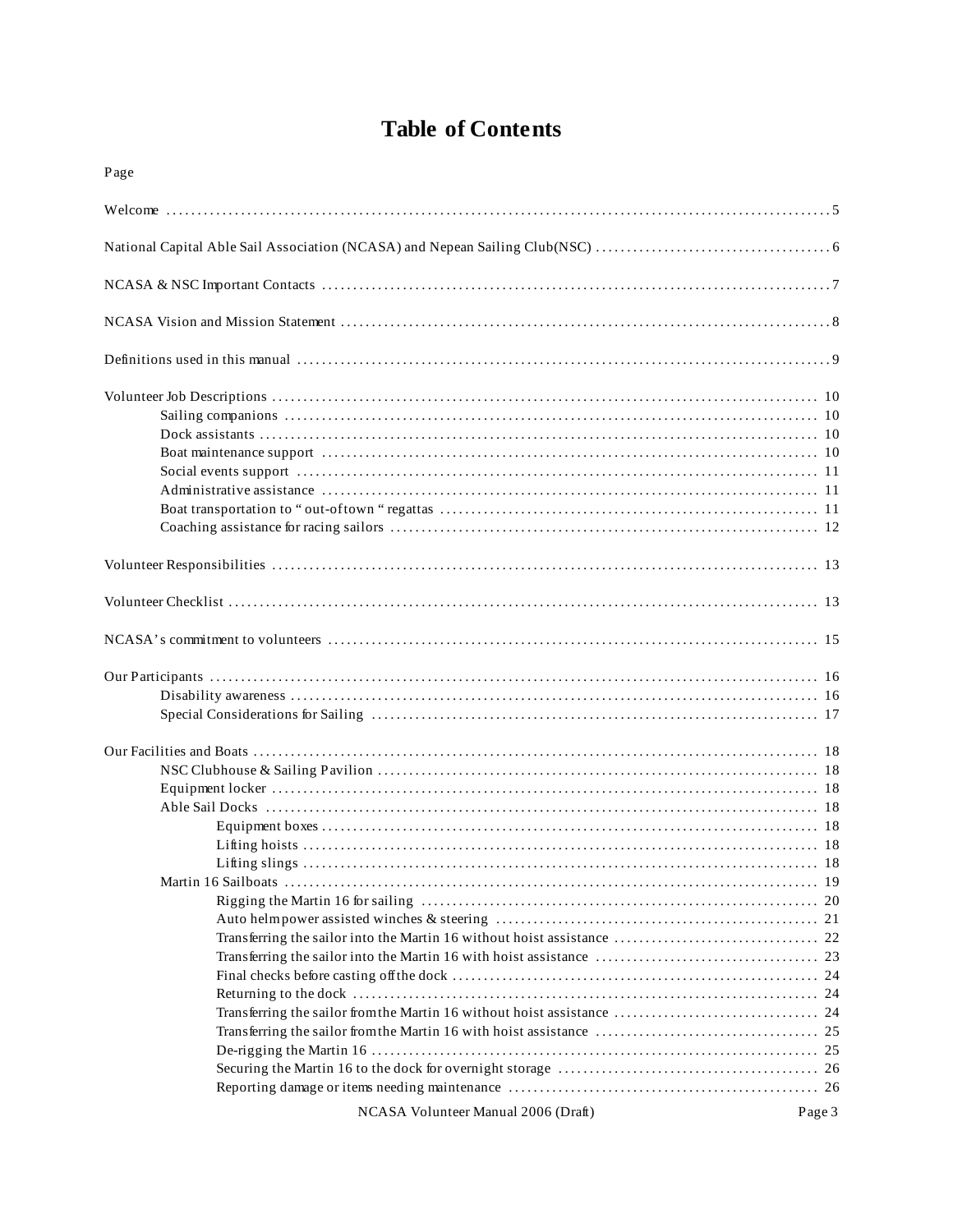# Table of Contents

Page

Welcome ..... 5

National Capital Able Sail Association (NCASA) and Nepean Sailing Club(NSC) ..... 6

NCASA & NSC Important Contacts ..... 7

NCASA Vision and Mission Statement ..... 8

Definitions used in this manual ..... 9

Volunteer Job Descriptions ..... 10
- Sailing companions ..... 10
- Dock assistants ..... 10
- Boat maintenance support ..... 10
- Social events support ..... 11
- Administrative assistance ..... 11
- Boat transportation to " out-of town " regattas ..... 11
- Coaching assistance for racing sailors ..... 12

Volunteer Responsibilities ..... 13

Volunteer Checklist ..... 13

NCASA's commitment to volunteers ..... 15

Our Participants ..... 16
- Disability awareness ..... 16
- Special Considerations for Sailing ..... 17

Our Facilities and Boats ..... 18
- NSC Clubhouse & Sailing Pavilion ..... 18
- Equipment locker ..... 18
- Able Sail Docks ..... 18
  - Equipment boxes ..... 18
  - Lifting hoists ..... 18
  - Lifting slings ..... 18
- Martin 16 Sailboats ..... 19
  - Rigging the Martin 16 for sailing ..... 20
  - Auto helm power assisted winches & steering ..... 21
  - Transferring the sailor into the Martin 16 without hoist assistance ..... 22
  - Transferring the sailor into the Martin 16 with hoist assistance ..... 23
  - Final checks before casting off the dock ..... 24
  - Returning to the dock ..... 24
  - Transferring the sailor from the Martin 16 without hoist assistance ..... 24
  - Transferring the sailor from the Martin 16 with hoist assistance ..... 25
  - De-rigging the Martin 16 ..... 25
  - Securing the Martin 16 to the dock for overnight storage ..... 26
  - Reporting damage or items needing maintenance ..... 26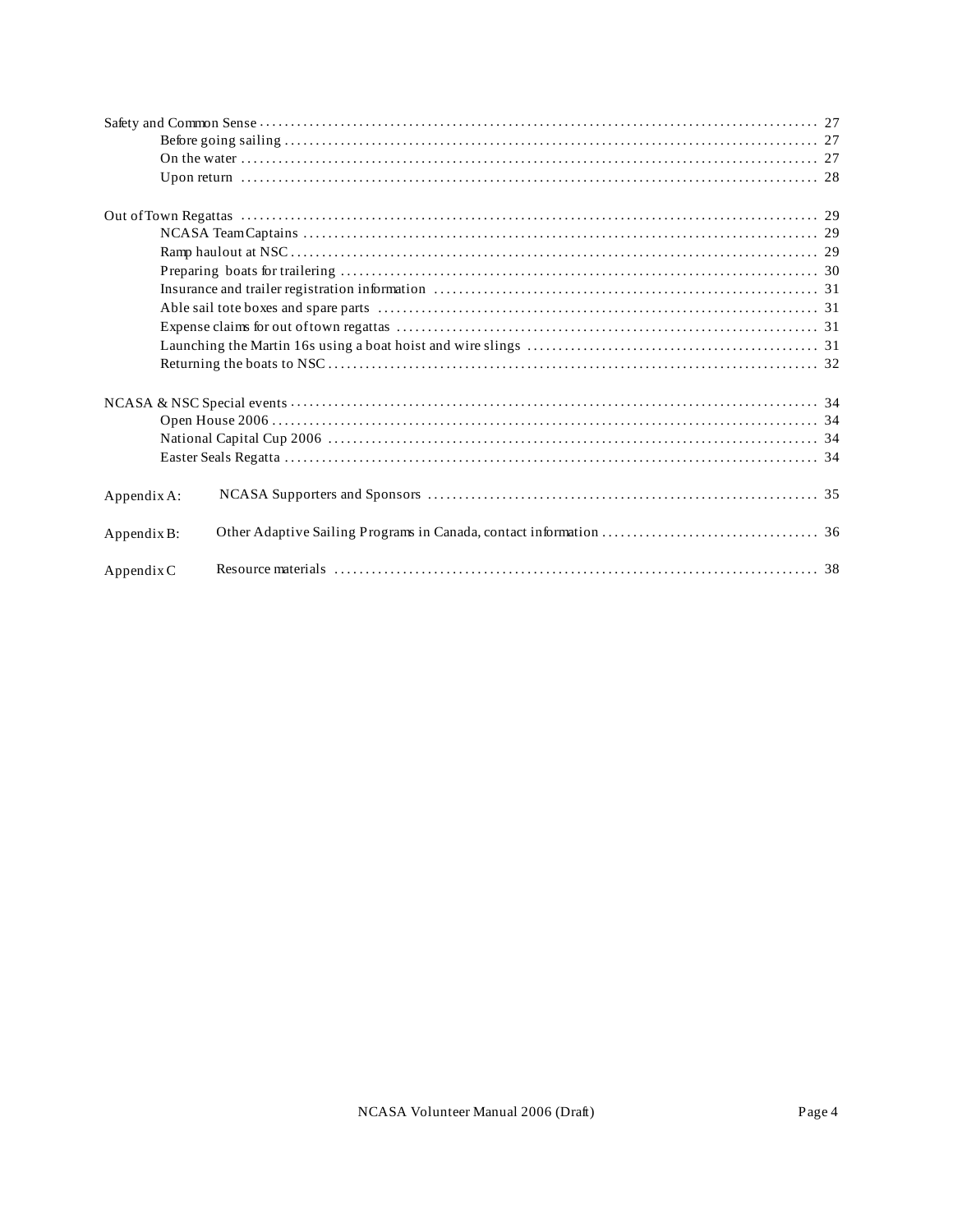Safety and Common Sense ..... 27

- Before going sailing ..... 27
- On the water ..... 27
- Upon return ..... 28

Out of Town Regattas ..... 29

- NCASA Team Captains ..... 29
- Ramp haulout at NSC ..... 29
- Preparing boats for trailering ..... 30
- Insurance and trailer registration information ..... 31
- Able sail tote boxes and spare parts ..... 31
- Expense claims for out of town regattas ..... 31
- Launching the Martin 16s using a boat hoist and wire slings ..... 31
- Returning the boats to NSC ..... 32

NCASA & NSC Special events ..... 34

- Open House 2006 ..... 34
- National Capital Cup 2006 ..... 34
- Easter Seals Regatta ..... 34

Appendix A: NCASA Supporters and Sponsors ..... 35

Appendix B: Other Adaptive Sailing Programs in Canada, contact information ..... 36

Appendix C Resource materials ..... 38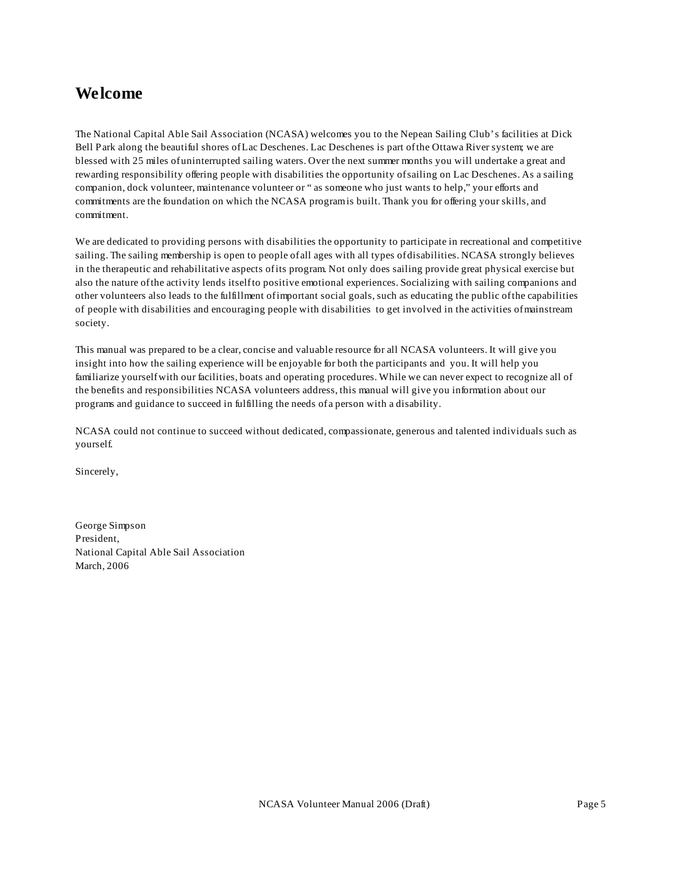# Welcome

The National Capital Able Sail Association (NCASA) welcomes you to the Nepean Sailing Club's facilities at Dick Bell Park along the beautiful shores of Lac Deschenes. Lac Deschenes is part of the Ottawa River system; we are blessed with 25 miles of uninterrupted sailing waters. Over the next summer months you will undertake a great and rewarding responsibility offering people with disabilities the opportunity of sailing on Lac Deschenes. As a sailing companion, dock volunteer, maintenance volunteer or " as someone who just wants to help," your efforts and commitments are the foundation on which the NCASA program is built. Thank you for offering your skills, and commitment.

We are dedicated to providing persons with disabilities the opportunity to participate in recreational and competitive sailing. The sailing membership is open to people of all ages with all types of disabilities. NCASA strongly believes in the therapeutic and rehabilitative aspects of its program. Not only does sailing provide great physical exercise but also the nature of the activity lends itself to positive emotional experiences. Socializing with sailing companions and other volunteers also leads to the fulfillment of important social goals, such as educating the public of the capabilities of people with disabilities and encouraging people with disabilities to get involved in the activities of mainstream society.

This manual was prepared to be a clear, concise and valuable resource for all NCASA volunteers. It will give you insight into how the sailing experience will be enjoyable for both the participants and you. It will help you familiarize yourself with our facilities, boats and operating procedures. While we can never expect to recognize all of the benefits and responsibilities NCASA volunteers address, this manual will give you information about our programs and guidance to succeed in fulfilling the needs of a person with a disability.

NCASA could not continue to succeed without dedicated, compassionate, generous and talented individuals such as yourself.

Sincerely,

George Simpson
President,
National Capital Able Sail Association
March, 2006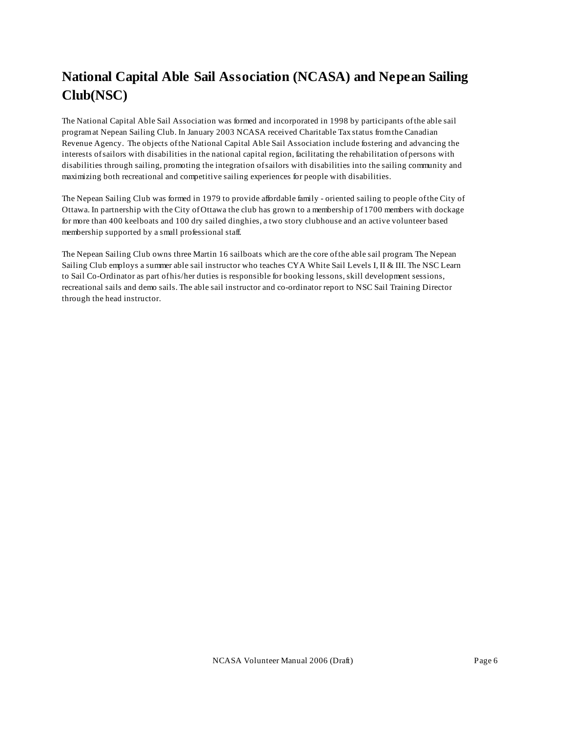# National Capital Able Sail Association (NCASA) and Nepean Sailing Club(NSC)

The National Capital Able Sail Association was formed and incorporated in 1998 by participants of the able sail program at Nepean Sailing Club. In January 2003 NCASA received Charitable Tax status from the Canadian Revenue Agency. The objects of the National Capital Able Sail Association include fostering and advancing the interests of sailors with disabilities in the national capital region, facilitating the rehabilitation of persons with disabilities through sailing, promoting the integration of sailors with disabilities into the sailing community and maximizing both recreational and competitive sailing experiences for people with disabilities.

The Nepean Sailing Club was formed in 1979 to provide affordable family - oriented sailing to people of the City of Ottawa. In partnership with the City of Ottawa the club has grown to a membership of 1700 members with dockage for more than 400 keelboats and 100 dry sailed dinghies, a two story clubhouse and an active volunteer based membership supported by a small professional staff.

The Nepean Sailing Club owns three Martin 16 sailboats which are the core of the able sail program. The Nepean Sailing Club employs a summer able sail instructor who teaches CYA White Sail Levels I, II & III. The NSC Learn to Sail Co-Ordinator as part of his/her duties is responsible for booking lessons, skill development sessions, recreational sails and demo sails. The able sail instructor and co-ordinator report to NSC Sail Training Director through the head instructor.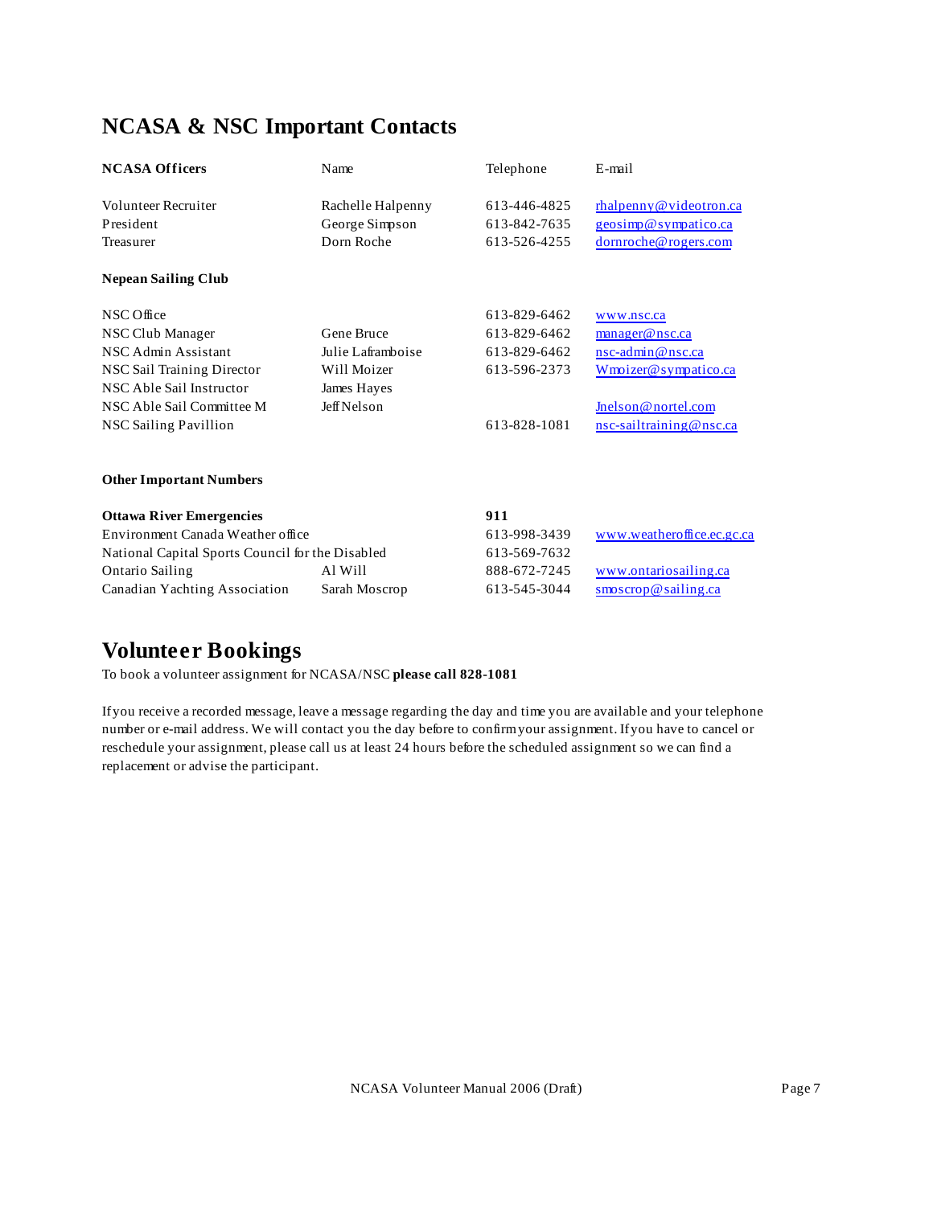# NCASA & NSC Important Contacts

| **NCASA Officers** | Name | Telephone | E-mail |
| --- | --- | --- | --- |
| Volunteer Recruiter | Rachelle Halpenny | 613-446-4825 | rhalpenny@videotron.ca |
| President | George Simpson | 613-842-7635 | geosimp@sympatico.ca |
| Treasurer | Dorn Roche | 613-526-4255 | dornroche@rogers.com |
| **Nepean Sailing Club** | | | |
| NSC Office | | 613-829-6462 | www.nsc.ca |
| NSC Club Manager | Gene Bruce | 613-829-6462 | manager@nsc.ca |
| NSC Admin Assistant | Julie Laframboise | 613-829-6462 | nsc-admin@nsc.ca |
| NSC Sail Training Director | Will Moizer | 613-596-2373 | Wmoizer@sympatico.ca |
| NSC Able Sail Instructor | James Hayes | | |
| NSC Able Sail Committee M | Jeff Nelson | | Jnelson@nortel.com |
| NSC Sailing Pavillion | | 613-828-1081 | nsc-sailtraining@nsc.ca |

**Other Important Numbers**

| | | | |
| --- | --- | --- | --- |
| **Ottawa River Emergencies** | | **911** | |
| Environment Canada Weather office | | 613-998-3439 | www.weatheroffice.ec.gc.ca |
| National Capital Sports Council for the Disabled | | 613-569-7632 | |
| Ontario Sailing | Al Will | 888-672-7245 | www.ontariosailing.ca |
| Canadian Yachting Association | Sarah Moscrop | 613-545-3044 | smoscrop@sailing.ca |

# Volunteer Bookings

To book a volunteer assignment for NCASA/NSC **please call 828-1081**

If you receive a recorded message, leave a message regarding the day and time you are available and your telephone number or e-mail address. We will contact you the day before to confirm your assignment. If you have to cancel or reschedule your assignment, please call us at least 24 hours before the scheduled assignment so we can find a replacement or advise the participant.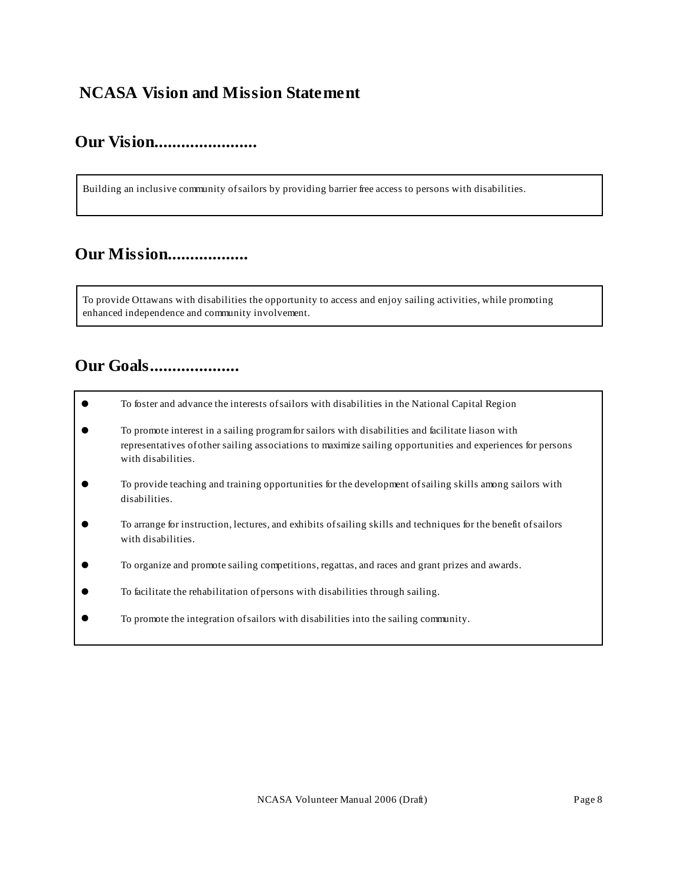# NCASA Vision and Mission Statement

## Our Vision.......................

Building an inclusive community of sailors by providing barrier free access to persons with disabilities.

## Our Mission..................

To provide Ottawans with disabilities the opportunity to access and enjoy sailing activities, while promoting enhanced independence and community involvement.

## Our Goals....................

- To foster and advance the interests of sailors with disabilities in the National Capital Region
- To promote interest in a sailing program for sailors with disabilities and facilitate liason with representatives of other sailing associations to maximize sailing opportunities and experiences for persons with disabilities.
- To provide teaching and training opportunities for the development of sailing skills among sailors with disabilities.
- To arrange for instruction, lectures, and exhibits of sailing skills and techniques for the benefit of sailors with disabilities.
- To organize and promote sailing competitions, regattas, and races and grant prizes and awards.
- To facilitate the rehabilitation of persons with disabilities through sailing.
- To promote the integration of sailors with disabilities into the sailing community.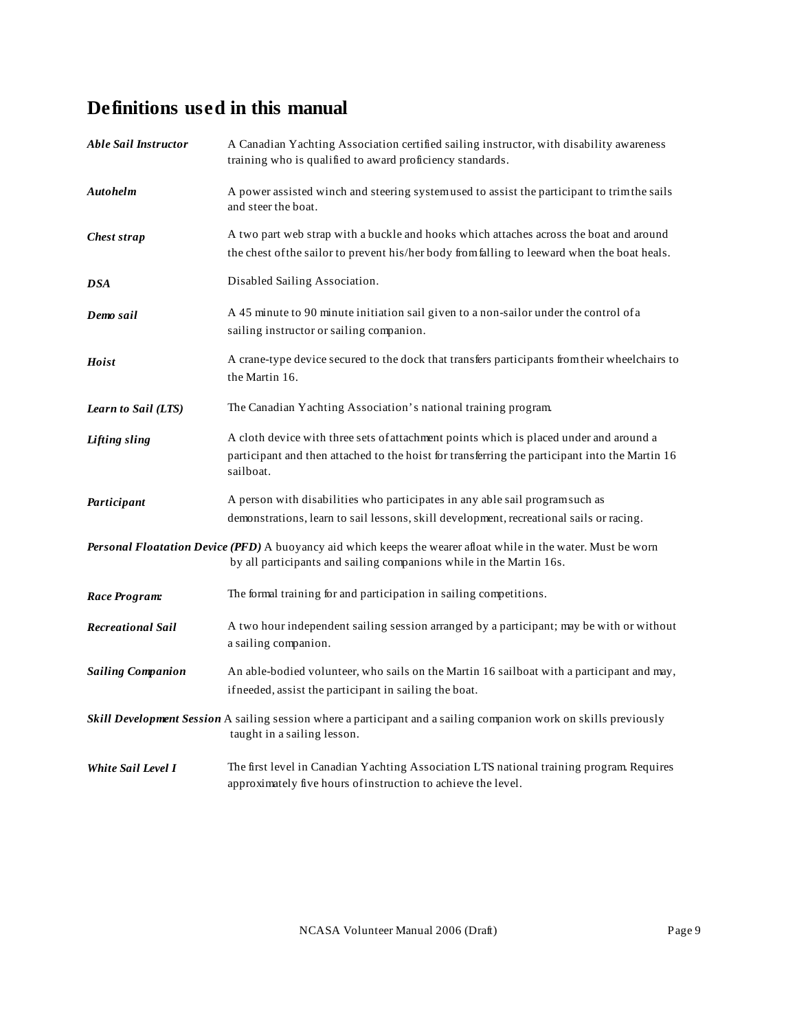# Definitions used in this manual

***Able Sail Instructor*** A Canadian Yachting Association certified sailing instructor, with disability awareness training who is qualified to award proficiency standards.

***Autohelm*** A power assisted winch and steering system used to assist the participant to trim the sails and steer the boat.

***Chest strap*** A two part web strap with a buckle and hooks which attaches across the boat and around the chest of the sailor to prevent his/her body from falling to leeward when the boat heals.

***DSA*** Disabled Sailing Association.

***Demo sail*** A 45 minute to 90 minute initiation sail given to a non-sailor under the control of a sailing instructor or sailing companion.

***Hoist*** A crane-type device secured to the dock that transfers participants from their wheelchairs to the Martin 16.

***Learn to Sail (LTS)*** The Canadian Yachting Association's national training program.

***Lifting sling*** A cloth device with three sets of attachment points which is placed under and around a participant and then attached to the hoist for transferring the participant into the Martin 16 sailboat.

***Participant*** A person with disabilities who participates in any able sail program such as demonstrations, learn to sail lessons, skill development, recreational sails or racing.

***Personal Floatation Device (PFD)*** A buoyancy aid which keeps the wearer afloat while in the water. Must be worn by all participants and sailing companions while in the Martin 16s.

***Race Program:*** The formal training for and participation in sailing competitions.

***Recreational Sail*** A two hour independent sailing session arranged by a participant; may be with or without a sailing companion.

***Sailing Companion*** An able-bodied volunteer, who sails on the Martin 16 sailboat with a participant and may, if needed, assist the participant in sailing the boat.

***Skill Development Session*** A sailing session where a participant and a sailing companion work on skills previously taught in a sailing lesson.

***White Sail Level I*** The first level in Canadian Yachting Association LTS national training program. Requires approximately five hours of instruction to achieve the level.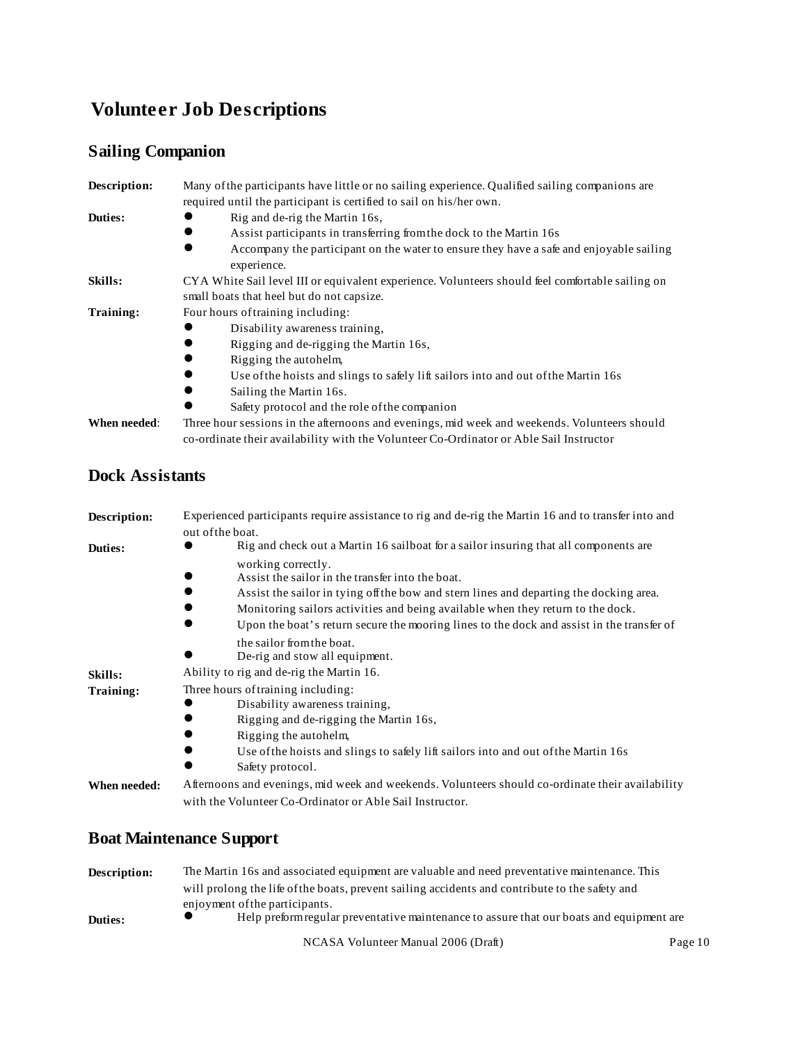# Volunteer Job Descriptions

## Sailing Companion

**Description:** Many of the participants have little or no sailing experience. Qualified sailing companions are required until the participant is certified to sail on his/her own.

**Duties:**

- Rig and de-rig the Martin 16s,
- Assist participants in transferring from the dock to the Martin 16s
- Accompany the participant on the water to ensure they have a safe and enjoyable sailing experience.

**Skills:** CYA White Sail level III or equivalent experience. Volunteers should feel comfortable sailing on small boats that heel but do not capsize.

**Training:** Four hours of training including:

- Disability awareness training,
- Rigging and de-rigging the Martin 16s,
- Rigging the autohelm,
- Use of the hoists and slings to safely lift sailors into and out of the Martin 16s
- Sailing the Martin 16s.
- Safety protocol and the role of the companion

**When needed**: Three hour sessions in the afternoons and evenings, mid week and weekends. Volunteers should co-ordinate their availability with the Volunteer Co-Ordinator or Able Sail Instructor

## Dock Assistants

**Description:** Experienced participants require assistance to rig and de-rig the Martin 16 and to transfer into and out of the boat.

**Duties:**

- Rig and check out a Martin 16 sailboat for a sailor insuring that all components are working correctly.
- Assist the sailor in the transfer into the boat.
- Assist the sailor in tying off the bow and stern lines and departing the docking area.
- Monitoring sailors activities and being available when they return to the dock.
- Upon the boat's return secure the mooring lines to the dock and assist in the transfer of the sailor from the boat.
- De-rig and stow all equipment.

**Skills:** Ability to rig and de-rig the Martin 16.

**Training:** Three hours of training including:

- Disability awareness training,
- Rigging and de-rigging the Martin 16s,
- Rigging the autohelm,
- Use of the hoists and slings to safely lift sailors into and out of the Martin 16s
- Safety protocol.

**When needed:** Afternoons and evenings, mid week and weekends. Volunteers should co-ordinate their availability with the Volunteer Co-Ordinator or Able Sail Instructor.

## Boat Maintenance Support

**Description:** The Martin 16s and associated equipment are valuable and need preventative maintenance. This will prolong the life of the boats, prevent sailing accidents and contribute to the safety and enjoyment of the participants.

**Duties:**

- Help preform regular preventative maintenance to assure that our boats and equipment are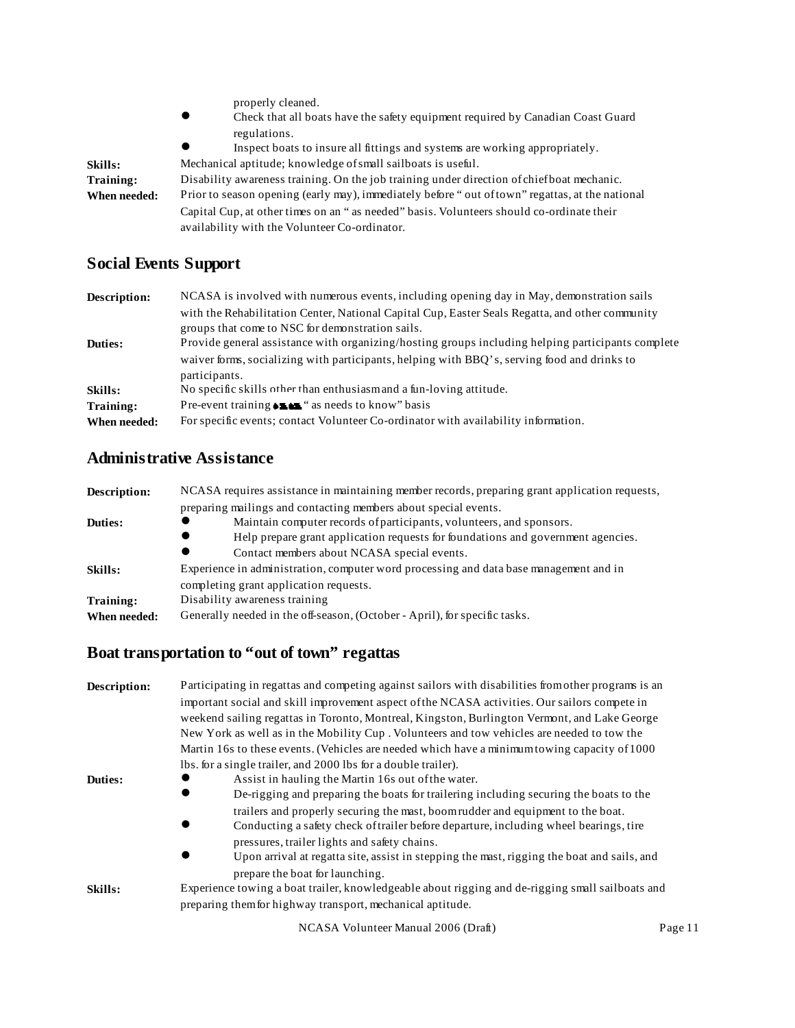properly cleaned.

- Check that all boats have the safety equipment required by Canadian Coast Guard regulations.
- Inspect boats to insure all fittings and systems are working appropriately.

**Skills:** Mechanical aptitude; knowledge of small sailboats is useful.

**Training:** Disability awareness training. On the job training under direction of chief boat mechanic.

**When needed:** Prior to season opening (early may), immediately before " out of town" regattas, at the national Capital Cup, at other times on an " as needed" basis. Volunteers should co-ordinate their availability with the Volunteer Co-ordinator.

## Social Events Support

**Description:** NCASA is involved with numerous events, including opening day in May, demonstration sails with the Rehabilitation Center, National Capital Cup, Easter Seals Regatta, and other community groups that come to NSC for demonstration sails.

**Duties:** Provide general assistance with organizing/hosting groups including helping participants complete waiver forms, socializing with participants, helping with BBQ's, serving food and drinks to participants.

**Skills:** No specific skills other than enthusiasm and a fun-loving attitude.

**Training:** Pre-event training on an " as needs to know" basis

**When needed:** For specific events; contact Volunteer Co-ordinator with availability information.

## Administrative Assistance

**Description:** NCASA requires assistance in maintaining member records, preparing grant application requests, preparing mailings and contacting members about special events.

**Duties:**

- Maintain computer records of participants, volunteers, and sponsors.
- Help prepare grant application requests for foundations and government agencies.
- Contact members about NCASA special events.

**Skills:** Experience in administration, computer word processing and data base management and in completing grant application requests.

**Training:** Disability awareness training

**When needed:** Generally needed in the off-season, (October - April), for specific tasks.

## Boat transportation to "out of town" regattas

**Description:** Participating in regattas and competing against sailors with disabilities from other programs is an important social and skill improvement aspect of the NCASA activities. Our sailors compete in weekend sailing regattas in Toronto, Montreal, Kingston, Burlington Vermont, and Lake George New York as well as in the Mobility Cup . Volunteers and tow vehicles are needed to tow the Martin 16s to these events. (Vehicles are needed which have a minimum towing capacity of 1000 lbs. for a single trailer, and 2000 lbs for a double trailer).

**Duties:**

- Assist in hauling the Martin 16s out of the water.
- De-rigging and preparing the boats for trailering including securing the boats to the trailers and properly securing the mast, boom rudder and equipment to the boat.
- Conducting a safety check of trailer before departure, including wheel bearings, tire pressures, trailer lights and safety chains.
- Upon arrival at regatta site, assist in stepping the mast, rigging the boat and sails, and prepare the boat for launching.

**Skills:** Experience towing a boat trailer, knowledgeable about rigging and de-rigging small sailboats and preparing them for highway transport, mechanical aptitude.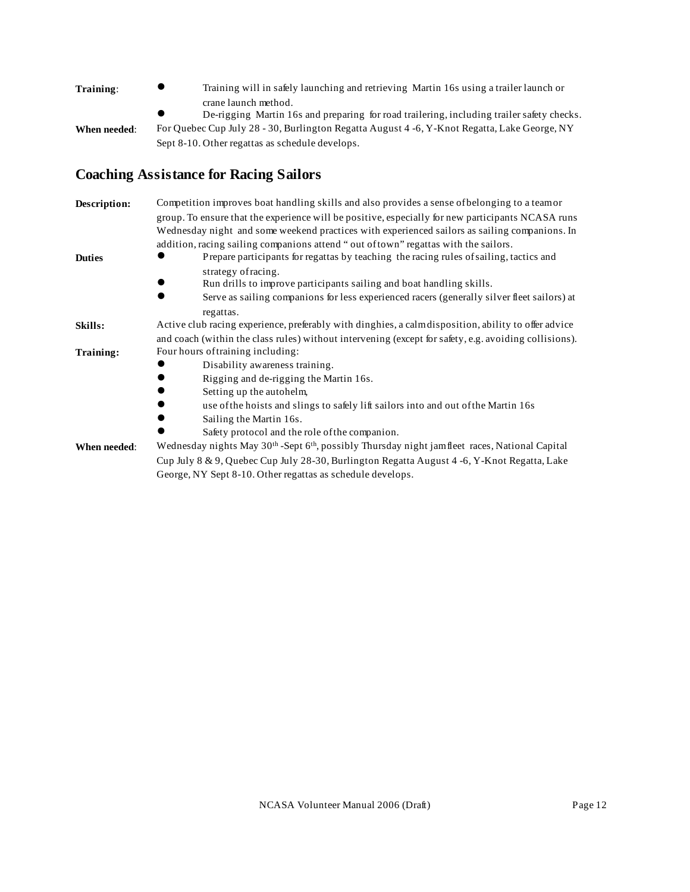**Training**:

- Training will in safely launching and retrieving Martin 16s using a trailer launch or crane launch method.
- De-rigging Martin 16s and preparing for road trailering, including trailer safety checks.

**When needed**: For Quebec Cup July 28 - 30, Burlington Regatta August 4 -6, Y-Knot Regatta, Lake George, NY Sept 8-10. Other regattas as schedule develops.

## Coaching Assistance for Racing Sailors

**Description:** Competition improves boat handling skills and also provides a sense of belonging to a team or group. To ensure that the experience will be positive, especially for new participants NCASA runs Wednesday night and some weekend practices with experienced sailors as sailing companions. In addition, racing sailing companions attend "out of town" regattas with the sailors.

**Duties**

- Prepare participants for regattas by teaching the racing rules of sailing, tactics and strategy of racing.
- Run drills to improve participants sailing and boat handling skills.
- Serve as sailing companions for less experienced racers (generally silver fleet sailors) at regattas.

**Skills:** Active club racing experience, preferably with dinghies, a calm disposition, ability to offer advice and coach (within the class rules) without intervening (except for safety, e.g. avoiding collisions).

**Training:** Four hours of training including:

- Disability awareness training.
- Rigging and de-rigging the Martin 16s.
- Setting up the autohelm,
- use of the hoists and slings to safely lift sailors into and out of the Martin 16s
- Sailing the Martin 16s.
- Safety protocol and the role of the companion.

**When needed**: Wednesday nights May 30th -Sept 6th, possibly Thursday night jam fleet races, National Capital Cup July 8 & 9, Quebec Cup July 28-30, Burlington Regatta August 4 -6, Y-Knot Regatta, Lake George, NY Sept 8-10. Other regattas as schedule develops.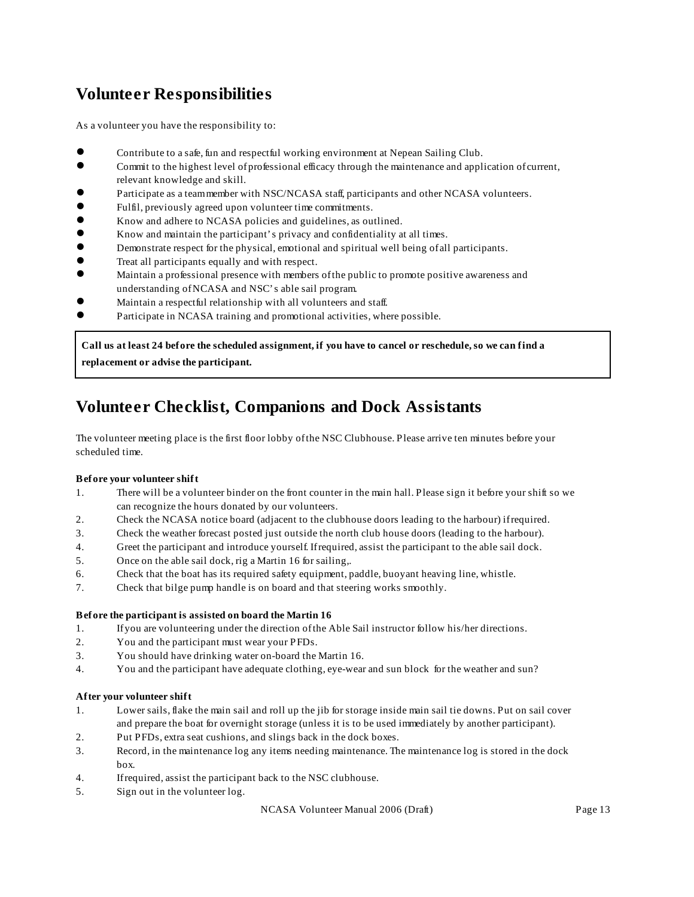## Volunteer Responsibilities

As a volunteer you have the responsibility to:

- Contribute to a safe, fun and respectful working environment at Nepean Sailing Club.
- Commit to the highest level of professional efficacy through the maintenance and application of current, relevant knowledge and skill.
- Participate as a team member with NSC/NCASA staff, participants and other NCASA volunteers.
- Fulfil, previously agreed upon volunteer time commitments.
- Know and adhere to NCASA policies and guidelines, as outlined.
- Know and maintain the participant's privacy and confidentiality at all times.
- Demonstrate respect for the physical, emotional and spiritual well being of all participants.
- Treat all participants equally and with respect.
- Maintain a professional presence with members of the public to promote positive awareness and understanding of NCASA and NSC's able sail program.
- Maintain a respectful relationship with all volunteers and staff.
- Participate in NCASA training and promotional activities, where possible.

**Call us at least 24 before the scheduled assignment, if you have to cancel or reschedule, so we can find a replacement or advise the participant.**

## Volunteer Checklist, Companions and Dock Assistants

The volunteer meeting place is the first floor lobby of the NSC Clubhouse. Please arrive ten minutes before your scheduled time.

**Before your volunteer shift**

1. There will be a volunteer binder on the front counter in the main hall. Please sign it before your shift so we can recognize the hours donated by our volunteers.
2. Check the NCASA notice board (adjacent to the clubhouse doors leading to the harbour) if required.
3. Check the weather forecast posted just outside the north club house doors (leading to the harbour).
4. Greet the participant and introduce yourself. If required, assist the participant to the able sail dock.
5. Once on the able sail dock, rig a Martin 16 for sailing,.
6. Check that the boat has its required safety equipment, paddle, buoyant heaving line, whistle.
7. Check that bilge pump handle is on board and that steering works smoothly.

**Before the participant is assisted on board the Martin 16**

1. If you are volunteering under the direction of the Able Sail instructor follow his/her directions.
2. You and the participant must wear your PFDs.
3. You should have drinking water on-board the Martin 16.
4. You and the participant have adequate clothing, eye-wear and sun block for the weather and sun?

**After your volunteer shift**

1. Lower sails, flake the main sail and roll up the jib for storage inside main sail tie downs. Put on sail cover and prepare the boat for overnight storage (unless it is to be used immediately by another participant).
2. Put PFDs, extra seat cushions, and slings back in the dock boxes.
3. Record, in the maintenance log any items needing maintenance. The maintenance log is stored in the dock box.
4. If required, assist the participant back to the NSC clubhouse.
5. Sign out in the volunteer log.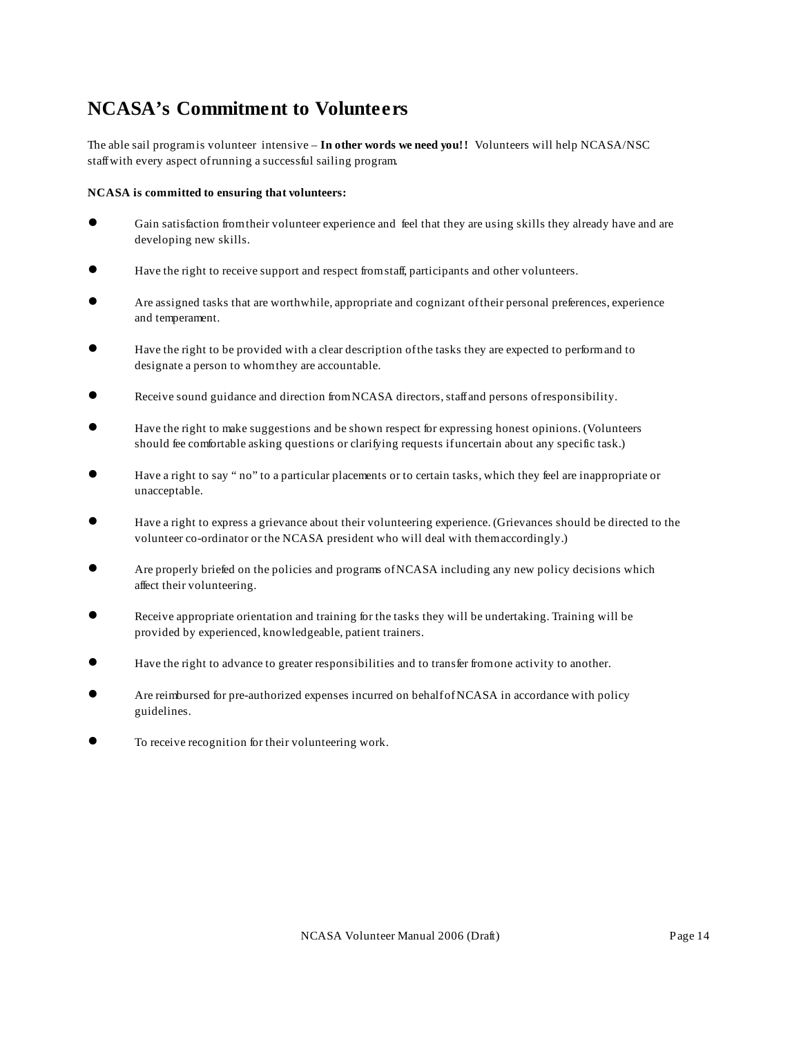## NCASA's Commitment to Volunteers

The able sail program is volunteer intensive – **In other words we need you!!** Volunteers will help NCASA/NSC staff with every aspect of running a successful sailing program.

**NCASA is committed to ensuring that volunteers:**

- Gain satisfaction from their volunteer experience and feel that they are using skills they already have and are developing new skills.
- Have the right to receive support and respect from staff, participants and other volunteers.
- Are assigned tasks that are worthwhile, appropriate and cognizant of their personal preferences, experience and temperament.
- Have the right to be provided with a clear description of the tasks they are expected to perform and to designate a person to whom they are accountable.
- Receive sound guidance and direction from NCASA directors, staff and persons of responsibility.
- Have the right to make suggestions and be shown respect for expressing honest opinions. (Volunteers should fee comfortable asking questions or clarifying requests if uncertain about any specific task.)
- Have a right to say " no" to a particular placements or to certain tasks, which they feel are inappropriate or unacceptable.
- Have a right to express a grievance about their volunteering experience. (Grievances should be directed to the volunteer co-ordinator or the NCASA president who will deal with them accordingly.)
- Are properly briefed on the policies and programs of NCASA including any new policy decisions which affect their volunteering.
- Receive appropriate orientation and training for the tasks they will be undertaking. Training will be provided by experienced, knowledgeable, patient trainers.
- Have the right to advance to greater responsibilities and to transfer from one activity to another.
- Are reimbursed for pre-authorized expenses incurred on behalf of NCASA in accordance with policy guidelines.
- To receive recognition for their volunteering work.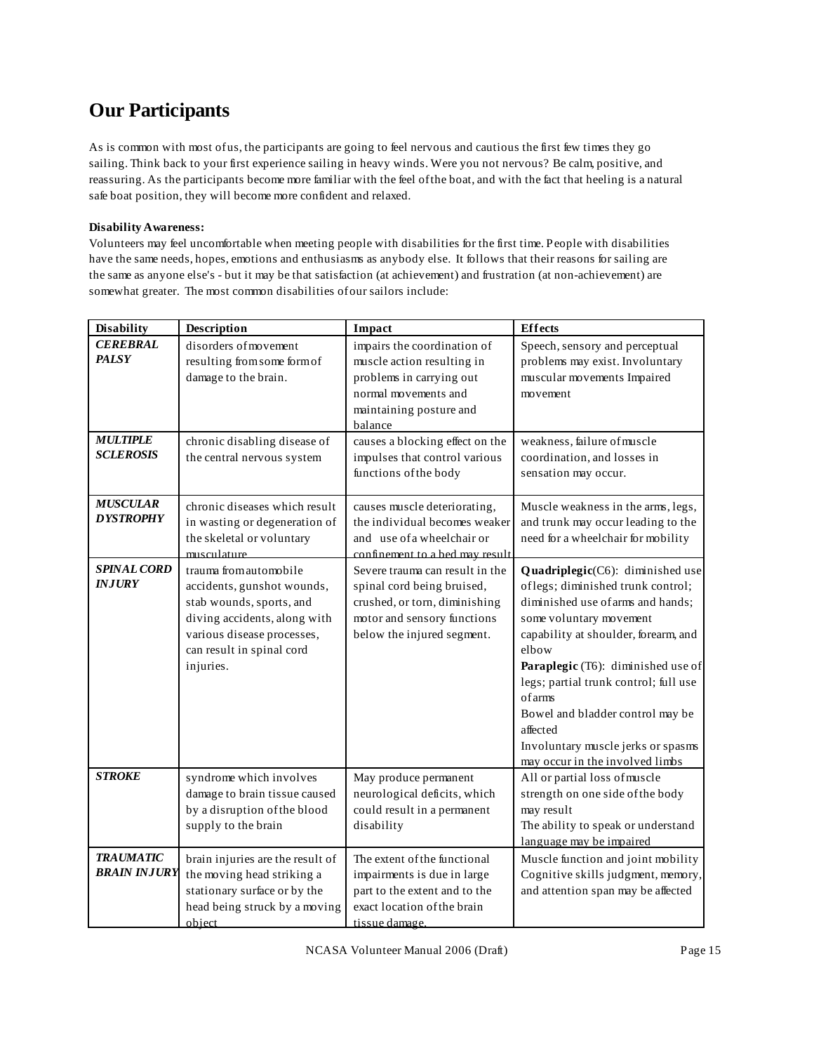# Our Participants

As is common with most of us, the participants are going to feel nervous and cautious the first few times they go sailing. Think back to your first experience sailing in heavy winds. Were you not nervous? Be calm, positive, and reassuring. As the participants become more familiar with the feel of the boat, and with the fact that heeling is a natural safe boat position, they will become more confident and relaxed.

**Disability Awareness:**

Volunteers may feel uncomfortable when meeting people with disabilities for the first time. People with disabilities have the same needs, hopes, emotions and enthusiasms as anybody else. It follows that their reasons for sailing are the same as anyone else's - but it may be that satisfaction (at achievement) and frustration (at non-achievement) are somewhat greater. The most common disabilities of our sailors include:

| Disability | Description | Impact | Effects |
|---|---|---|---|
| ***CEREBRAL PALSY*** | disorders of movement resulting from some form of damage to the brain. | impairs the coordination of muscle action resulting in problems in carrying out normal movements and maintaining posture and balance | Speech, sensory and perceptual problems may exist. Involuntary muscular movements Impaired movement |
| ***MULTIPLE SCLEROSIS*** | chronic disabling disease of the central nervous system | causes a blocking effect on the impulses that control various functions of the body | weakness, failure of muscle coordination, and losses in sensation may occur. |
| ***MUSCULAR DYSTROPHY*** | chronic diseases which result in wasting or degeneration of the skeletal or voluntary musculature | causes muscle deteriorating, the individual becomes weaker and use of a wheelchair or confinement to a bed may result | Muscle weakness in the arms, legs, and trunk may occur leading to the need for a wheelchair for mobility |
| ***SPINAL CORD INJURY*** | trauma from automobile accidents, gunshot wounds, stab wounds, sports, and diving accidents, along with various disease processes, can result in spinal cord injuries. | Severe trauma can result in the spinal cord being bruised, crushed, or torn, diminishing motor and sensory functions below the injured segment. | **Quadriplegic**(C6): diminished use of legs; diminished trunk control; diminished use of arms and hands; some voluntary movement capability at shoulder, forearm, and elbow<br>**Paraplegic** (T6): diminished use of legs; partial trunk control; full use of arms<br>Bowel and bladder control may be affected<br>Involuntary muscle jerks or spasms may occur in the involved limbs |
| ***STROKE*** | syndrome which involves damage to brain tissue caused by a disruption of the blood supply to the brain | May produce permanent neurological deficits, which could result in a permanent disability | All or partial loss of muscle strength on one side of the body may result<br>The ability to speak or understand language may be impaired |
| ***TRAUMATIC BRAIN INJURY*** | brain injuries are the result of the moving head striking a stationary surface or by the head being struck by a moving object | The extent of the functional impairments is due in large part to the extent and to the exact location of the brain tissue damage. | Muscle function and joint mobility Cognitive skills judgment, memory, and attention span may be affected |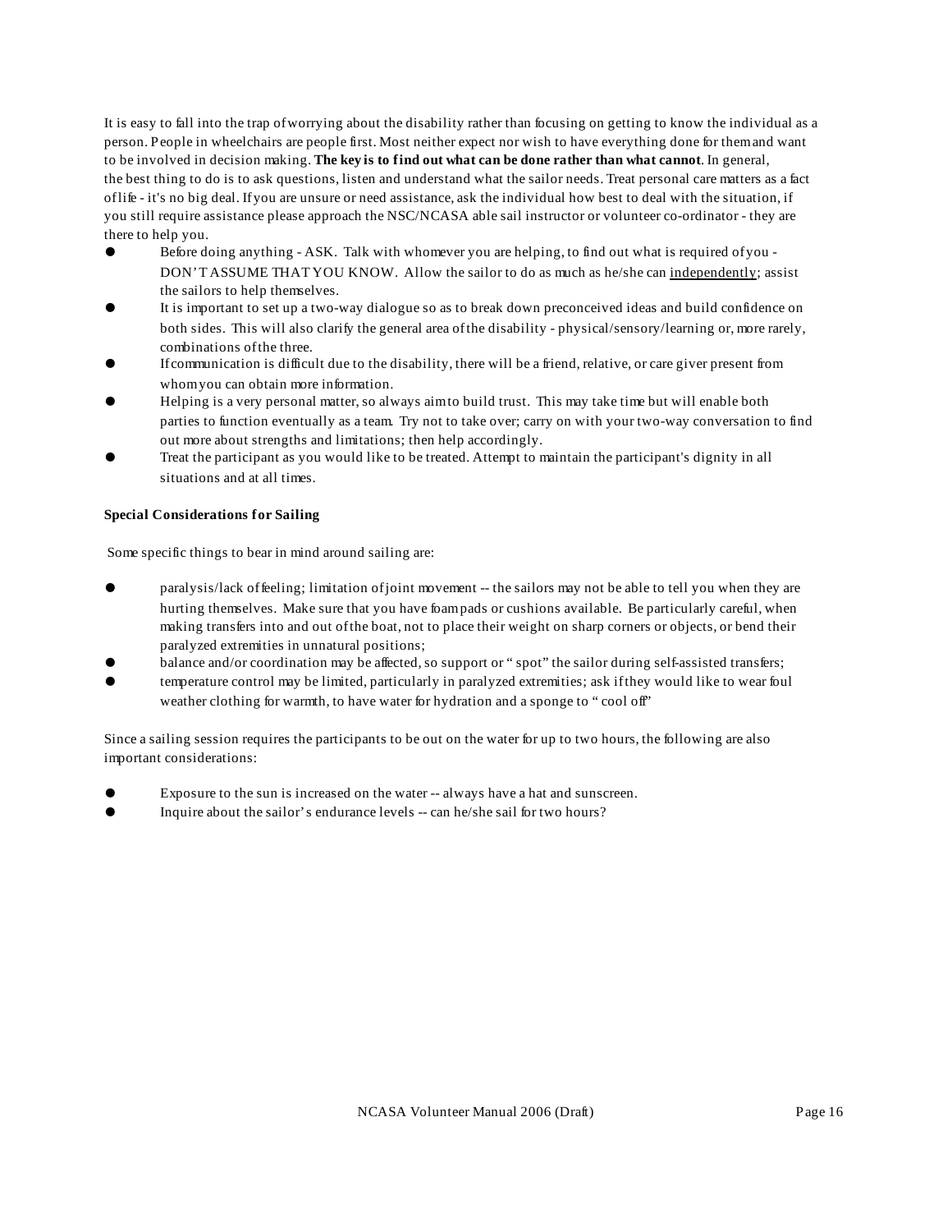It is easy to fall into the trap of worrying about the disability rather than focusing on getting to know the individual as a person. People in wheelchairs are people first. Most neither expect nor wish to have everything done for them and want to be involved in decision making. **The key is to find out what can be done rather than what cannot**. In general, the best thing to do is to ask questions, listen and understand what the sailor needs. Treat personal care matters as a fact of life - it's no big deal. If you are unsure or need assistance, ask the individual how best to deal with the situation, if you still require assistance please approach the NSC/NCASA able sail instructor or volunteer co-ordinator - they are there to help you.

- Before doing anything - ASK. Talk with whomever you are helping, to find out what is required of you - DON'T ASSUME THAT YOU KNOW. Allow the sailor to do as much as he/she can <u>independently</u>; assist the sailors to help themselves.
- It is important to set up a two-way dialogue so as to break down preconceived ideas and build confidence on both sides. This will also clarify the general area of the disability - physical/sensory/learning or, more rarely, combinations of the three.
- If communication is difficult due to the disability, there will be a friend, relative, or care giver present from whom you can obtain more information.
- Helping is a very personal matter, so always aim to build trust. This may take time but will enable both parties to function eventually as a team. Try not to take over; carry on with your two-way conversation to find out more about strengths and limitations; then help accordingly.
- Treat the participant as you would like to be treated. Attempt to maintain the participant's dignity in all situations and at all times.

**Special Considerations for Sailing**

Some specific things to bear in mind around sailing are:

- paralysis/lack of feeling; limitation of joint movement -- the sailors may not be able to tell you when they are hurting themselves. Make sure that you have foam pads or cushions available. Be particularly careful, when making transfers into and out of the boat, not to place their weight on sharp corners or objects, or bend their paralyzed extremities in unnatural positions;
- balance and/or coordination may be affected, so support or "spot" the sailor during self-assisted transfers;
- temperature control may be limited, particularly in paralyzed extremities; ask if they would like to wear foul weather clothing for warmth, to have water for hydration and a sponge to "cool off"

Since a sailing session requires the participants to be out on the water for up to two hours, the following are also important considerations:

- Exposure to the sun is increased on the water -- always have a hat and sunscreen.
- Inquire about the sailor's endurance levels -- can he/she sail for two hours?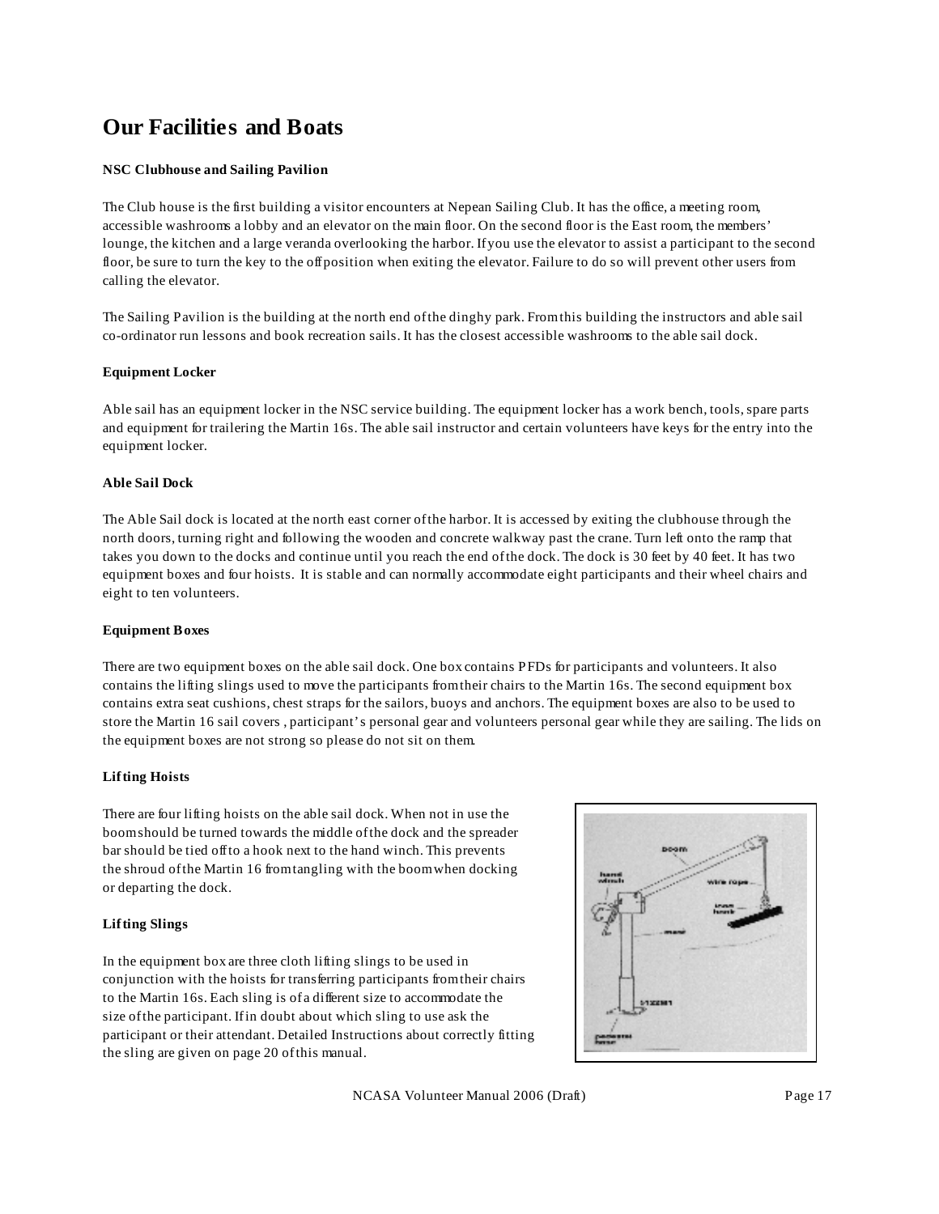# Our Facilities and Boats

**NSC Clubhouse and Sailing Pavilion**

The Club house is the first building a visitor encounters at Nepean Sailing Club. It has the office, a meeting room, accessible washrooms a lobby and an elevator on the main floor. On the second floor is the East room, the members' lounge, the kitchen and a large veranda overlooking the harbor. If you use the elevator to assist a participant to the second floor, be sure to turn the key to the off position when exiting the elevator. Failure to do so will prevent other users from calling the elevator.

The Sailing Pavilion is the building at the north end of the dinghy park. From this building the instructors and able sail co-ordinator run lessons and book recreation sails. It has the closest accessible washrooms to the able sail dock.

**Equipment Locker**

Able sail has an equipment locker in the NSC service building. The equipment locker has a work bench, tools, spare parts and equipment for trailering the Martin 16s. The able sail instructor and certain volunteers have keys for the entry into the equipment locker.

**Able Sail Dock**

The Able Sail dock is located at the north east corner of the harbor. It is accessed by exiting the clubhouse through the north doors, turning right and following the wooden and concrete walkway past the crane. Turn left onto the ramp that takes you down to the docks and continue until you reach the end of the dock. The dock is 30 feet by 40 feet. It has two equipment boxes and four hoists. It is stable and can normally accommodate eight participants and their wheel chairs and eight to ten volunteers.

**Equipment Boxes**

There are two equipment boxes on the able sail dock. One box contains PFDs for participants and volunteers. It also contains the lifting slings used to move the participants from their chairs to the Martin 16s. The second equipment box contains extra seat cushions, chest straps for the sailors, buoys and anchors. The equipment boxes are also to be used to store the Martin 16 sail covers , participant's personal gear and volunteers personal gear while they are sailing. The lids on the equipment boxes are not strong so please do not sit on them.

**Lifting Hoists**

There are four lifting hoists on the able sail dock. When not in use the boom should be turned towards the middle of the dock and the spreader bar should be tied off to a hook next to the hand winch. This prevents the shroud of the Martin 16 from tangling with the boom when docking or departing the dock.

**Lifting Slings**

In the equipment box are three cloth lifting slings to be used in conjunction with the hoists for transferring participants from their chairs to the Martin 16s. Each sling is of a different size to accommodate the size of the participant. If in doubt about which sling to use ask the participant or their attendant. Detailed Instructions about correctly fitting the sling are given on page 20 of this manual.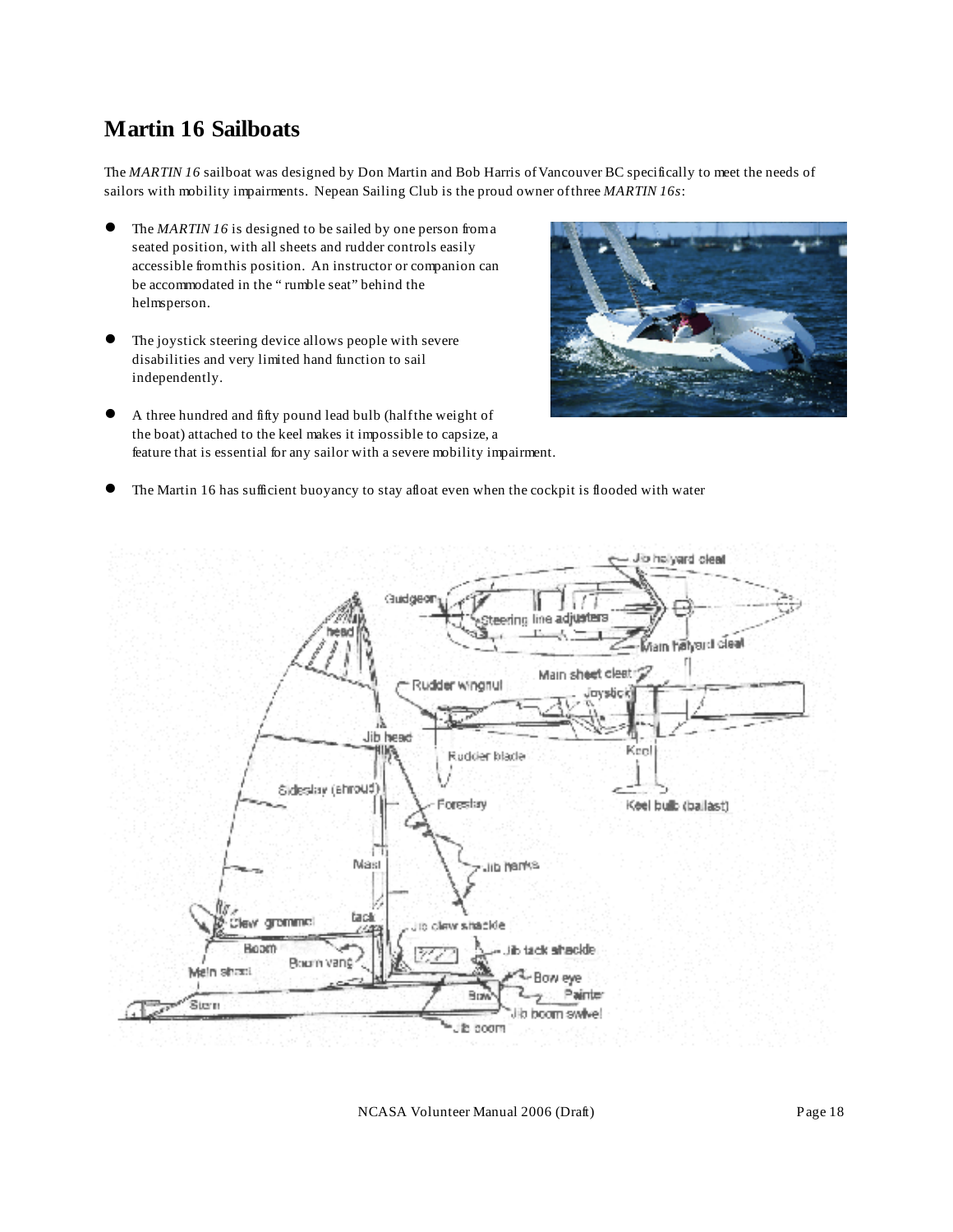## Martin 16 Sailboats

The *MARTIN 16* sailboat was designed by Don Martin and Bob Harris of Vancouver BC specifically to meet the needs of sailors with mobility impairments. Nepean Sailing Club is the proud owner of three *MARTIN 16s*:

- The *MARTIN 16* is designed to be sailed by one person from a seated position, with all sheets and rudder controls easily accessible from this position. An instructor or companion can be accommodated in the "rumble seat" behind the helmsperson.
- The joystick steering device allows people with severe disabilities and very limited hand function to sail independently.
- A three hundred and fifty pound lead bulb (half the weight of the boat) attached to the keel makes it impossible to capsize, a feature that is essential for any sailor with a severe mobility impairment.
- The Martin 16 has sufficient buoyancy to stay afloat even when the cockpit is flooded with water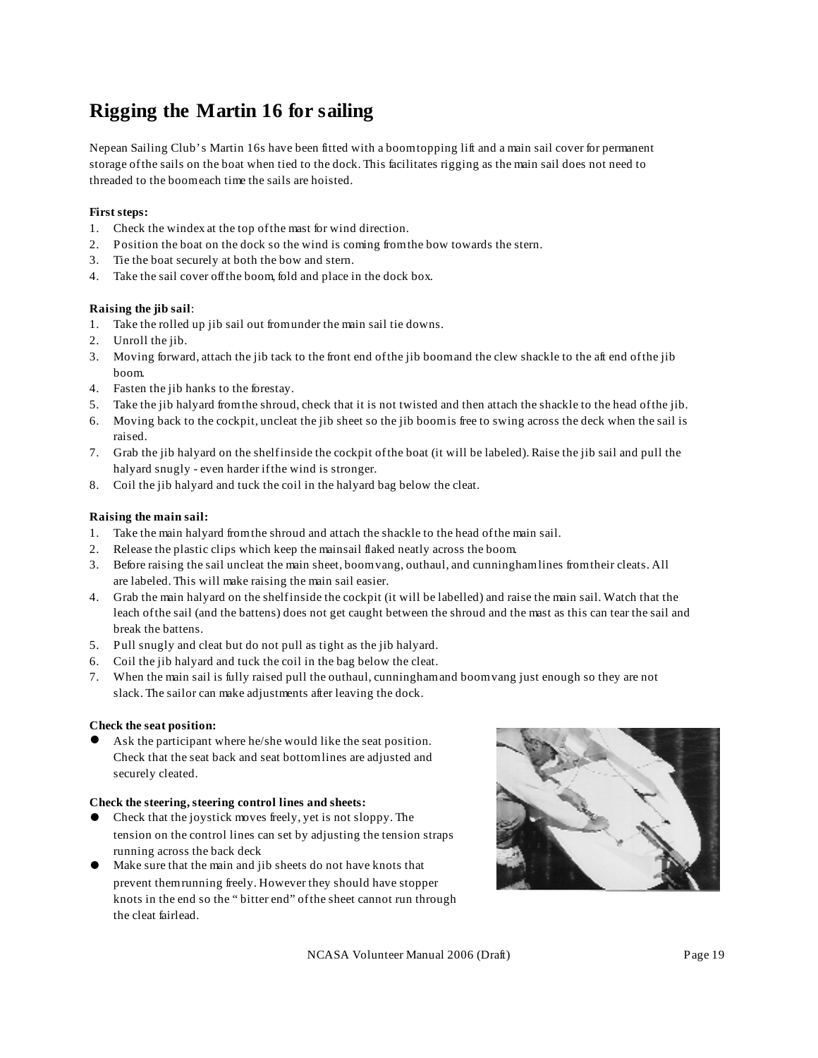# Rigging the Martin 16 for sailing

Nepean Sailing Club's Martin 16s have been fitted with a boom topping lift and a main sail cover for permanent storage of the sails on the boat when tied to the dock. This facilitates rigging as the main sail does not need to threaded to the boom each time the sails are hoisted.

**First steps:**

1. Check the windex at the top of the mast for wind direction.
2. Position the boat on the dock so the wind is coming from the bow towards the stern.
3. Tie the boat securely at both the bow and stern.
4. Take the sail cover off the boom, fold and place in the dock box.

**Raising the jib sail**:

1. Take the rolled up jib sail out from under the main sail tie downs.
2. Unroll the jib.
3. Moving forward, attach the jib tack to the front end of the jib boom and the clew shackle to the aft end of the jib boom.
4. Fasten the jib hanks to the forestay.
5. Take the jib halyard from the shroud, check that it is not twisted and then attach the shackle to the head of the jib.
6. Moving back to the cockpit, uncleat the jib sheet so the jib boom is free to swing across the deck when the sail is raised.
7. Grab the jib halyard on the shelf inside the cockpit of the boat (it will be labeled). Raise the jib sail and pull the halyard snugly - even harder if the wind is stronger.
8. Coil the jib halyard and tuck the coil in the halyard bag below the cleat.

**Raising the main sail:**

1. Take the main halyard from the shroud and attach the shackle to the head of the main sail.
2. Release the plastic clips which keep the mainsail flaked neatly across the boom.
3. Before raising the sail uncleat the main sheet, boom vang, outhaul, and cunningham lines from their cleats. All are labeled. This will make raising the main sail easier.
4. Grab the main halyard on the shelf inside the cockpit (it will be labelled) and raise the main sail. Watch that the leach of the sail (and the battens) does not get caught between the shroud and the mast as this can tear the sail and break the battens.
5. Pull snugly and cleat but do not pull as tight as the jib halyard.
6. Coil the jib halyard and tuck the coil in the bag below the cleat.
7. When the main sail is fully raised pull the outhaul, cunningham and boom vang just enough so they are not slack. The sailor can make adjustments after leaving the dock.

**Check the seat position:**

- Ask the participant where he/she would like the seat position. Check that the seat back and seat bottom lines are adjusted and securely cleated.

**Check the steering, steering control lines and sheets:**

- Check that the joystick moves freely, yet is not sloppy. The tension on the control lines can set by adjusting the tension straps running across the back deck
- Make sure that the main and jib sheets do not have knots that prevent them running freely. However they should have stopper knots in the end so the " bitter end" of the sheet cannot run through the cleat fairlead.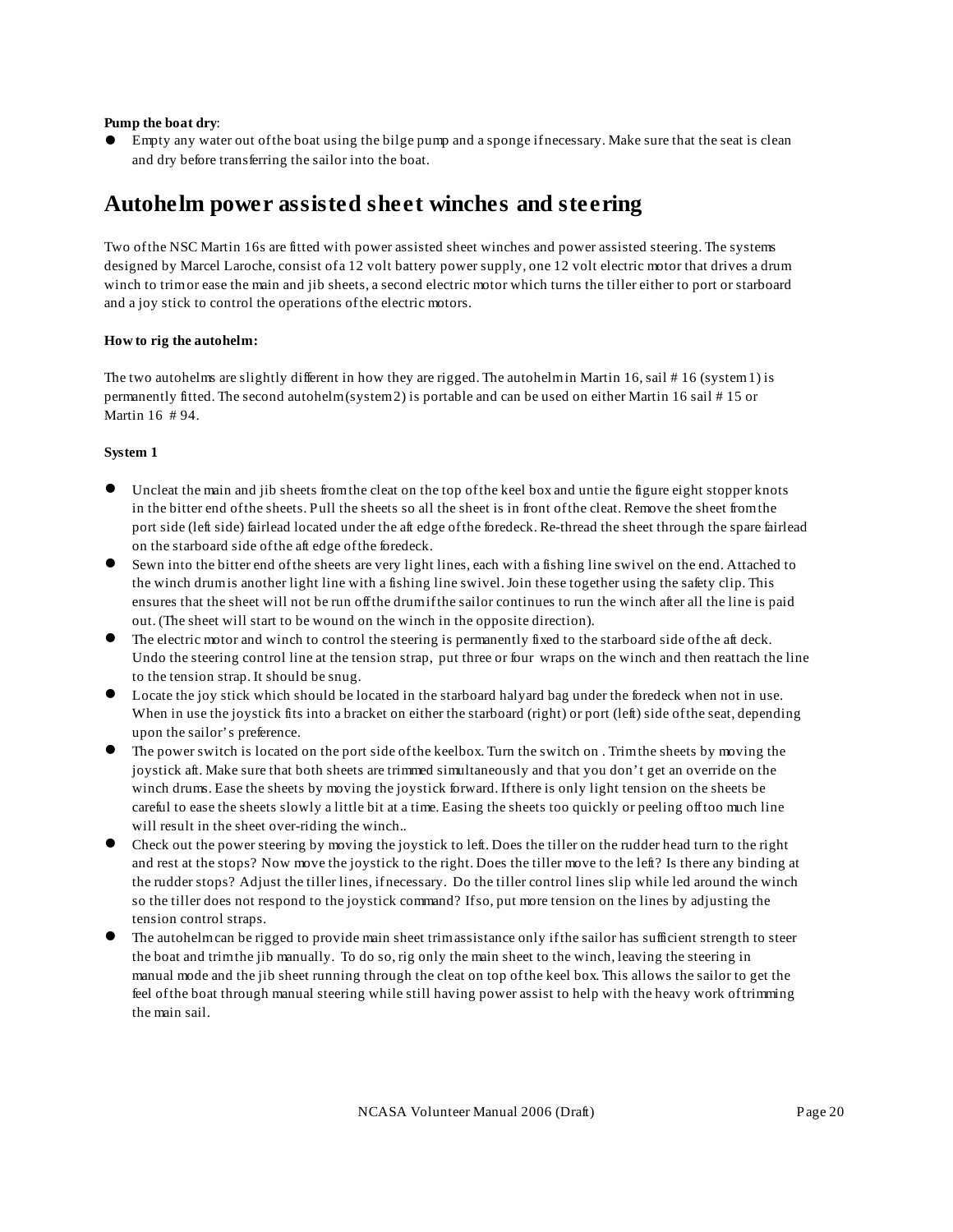**Pump the boat dry**:

- Empty any water out of the boat using the bilge pump and a sponge if necessary. Make sure that the seat is clean and dry before transferring the sailor into the boat.

## Autohelm power assisted sheet winches and steering

Two of the NSC Martin 16s are fitted with power assisted sheet winches and power assisted steering. The systems designed by Marcel Laroche, consist of a 12 volt battery power supply, one 12 volt electric motor that drives a drum winch to trim or ease the main and jib sheets, a second electric motor which turns the tiller either to port or starboard and a joy stick to control the operations of the electric motors.

**How to rig the autohelm:**

The two autohelms are slightly different in how they are rigged. The autohelm in Martin 16, sail # 16 (system 1) is permanently fitted. The second autohelm (system 2) is portable and can be used on either Martin 16 sail # 15 or Martin 16 # 94.

**System 1**

- Uncleat the main and jib sheets from the cleat on the top of the keel box and untie the figure eight stopper knots in the bitter end of the sheets. Pull the sheets so all the sheet is in front of the cleat. Remove the sheet from the port side (left side) fairlead located under the aft edge of the foredeck. Re-thread the sheet through the spare fairlead on the starboard side of the aft edge of the foredeck.
- Sewn into the bitter end of the sheets are very light lines, each with a fishing line swivel on the end. Attached to the winch drum is another light line with a fishing line swivel. Join these together using the safety clip. This ensures that the sheet will not be run off the drum if the sailor continues to run the winch after all the line is paid out. (The sheet will start to be wound on the winch in the opposite direction).
- The electric motor and winch to control the steering is permanently fixed to the starboard side of the aft deck. Undo the steering control line at the tension strap, put three or four wraps on the winch and then reattach the line to the tension strap. It should be snug.
- Locate the joy stick which should be located in the starboard halyard bag under the foredeck when not in use. When in use the joystick fits into a bracket on either the starboard (right) or port (left) side of the seat, depending upon the sailor's preference.
- The power switch is located on the port side of the keelbox. Turn the switch on . Trim the sheets by moving the joystick aft. Make sure that both sheets are trimmed simultaneously and that you don't get an override on the winch drums. Ease the sheets by moving the joystick forward. If there is only light tension on the sheets be careful to ease the sheets slowly a little bit at a time. Easing the sheets too quickly or peeling off too much line will result in the sheet over-riding the winch..
- Check out the power steering by moving the joystick to left. Does the tiller on the rudder head turn to the right and rest at the stops? Now move the joystick to the right. Does the tiller move to the left? Is there any binding at the rudder stops? Adjust the tiller lines, if necessary. Do the tiller control lines slip while led around the winch so the tiller does not respond to the joystick command? If so, put more tension on the lines by adjusting the tension control straps.
- The autohelm can be rigged to provide main sheet trim assistance only if the sailor has sufficient strength to steer the boat and trim the jib manually. To do so, rig only the main sheet to the winch, leaving the steering in manual mode and the jib sheet running through the cleat on top of the keel box. This allows the sailor to get the feel of the boat through manual steering while still having power assist to help with the heavy work of trimming the main sail.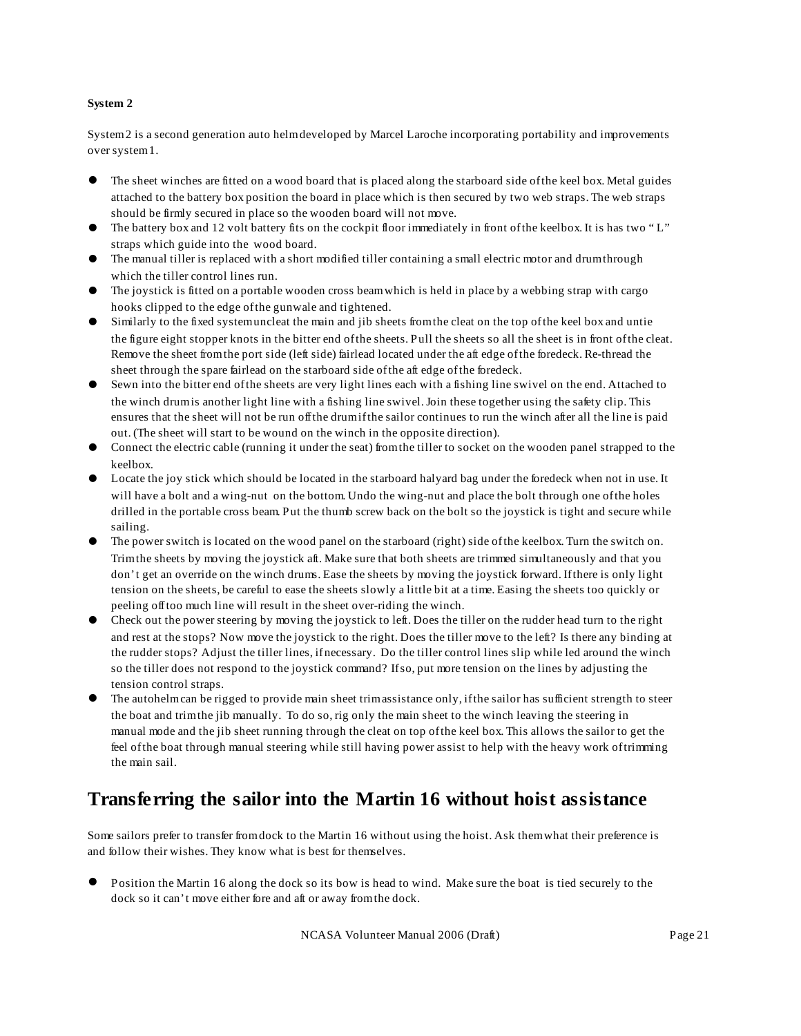**System 2**

System 2 is a second generation auto helm developed by Marcel Laroche incorporating portability and improvements over system 1.

- The sheet winches are fitted on a wood board that is placed along the starboard side of the keel box. Metal guides attached to the battery box position the board in place which is then secured by two web straps. The web straps should be firmly secured in place so the wooden board will not move.
- The battery box and 12 volt battery fits on the cockpit floor immediately in front of the keelbox. It is has two " L" straps which guide into the wood board.
- The manual tiller is replaced with a short modified tiller containing a small electric motor and drum through which the tiller control lines run.
- The joystick is fitted on a portable wooden cross beam which is held in place by a webbing strap with cargo hooks clipped to the edge of the gunwale and tightened.
- Similarly to the fixed system uncleat the main and jib sheets from the cleat on the top of the keel box and untie the figure eight stopper knots in the bitter end of the sheets. Pull the sheets so all the sheet is in front of the cleat. Remove the sheet from the port side (left side) fairlead located under the aft edge of the foredeck. Re-thread the sheet through the spare fairlead on the starboard side of the aft edge of the foredeck.
- Sewn into the bitter end of the sheets are very light lines each with a fishing line swivel on the end. Attached to the winch drum is another light line with a fishing line swivel. Join these together using the safety clip. This ensures that the sheet will not be run off the drum if the sailor continues to run the winch after all the line is paid out. (The sheet will start to be wound on the winch in the opposite direction).
- Connect the electric cable (running it under the seat) from the tiller to socket on the wooden panel strapped to the keelbox.
- Locate the joy stick which should be located in the starboard halyard bag under the foredeck when not in use. It will have a bolt and a wing-nut on the bottom. Undo the wing-nut and place the bolt through one of the holes drilled in the portable cross beam. Put the thumb screw back on the bolt so the joystick is tight and secure while sailing.
- The power switch is located on the wood panel on the starboard (right) side of the keelbox. Turn the switch on. Trim the sheets by moving the joystick aft. Make sure that both sheets are trimmed simultaneously and that you don't get an override on the winch drums. Ease the sheets by moving the joystick forward. If there is only light tension on the sheets, be careful to ease the sheets slowly a little bit at a time. Easing the sheets too quickly or peeling off too much line will result in the sheet over-riding the winch.
- Check out the power steering by moving the joystick to left. Does the tiller on the rudder head turn to the right and rest at the stops? Now move the joystick to the right. Does the tiller move to the left? Is there any binding at the rudder stops? Adjust the tiller lines, if necessary. Do the tiller control lines slip while led around the winch so the tiller does not respond to the joystick command? If so, put more tension on the lines by adjusting the tension control straps.
- The autohelm can be rigged to provide main sheet trim assistance only, if the sailor has sufficient strength to steer the boat and trim the jib manually. To do so, rig only the main sheet to the winch leaving the steering in manual mode and the jib sheet running through the cleat on top of the keel box. This allows the sailor to get the feel of the boat through manual steering while still having power assist to help with the heavy work of trimming the main sail.

## Transferring the sailor into the Martin 16 without hoist assistance

Some sailors prefer to transfer from dock to the Martin 16 without using the hoist. Ask them what their preference is and follow their wishes. They know what is best for themselves.

- Position the Martin 16 along the dock so its bow is head to wind. Make sure the boat is tied securely to the dock so it can't move either fore and aft or away from the dock.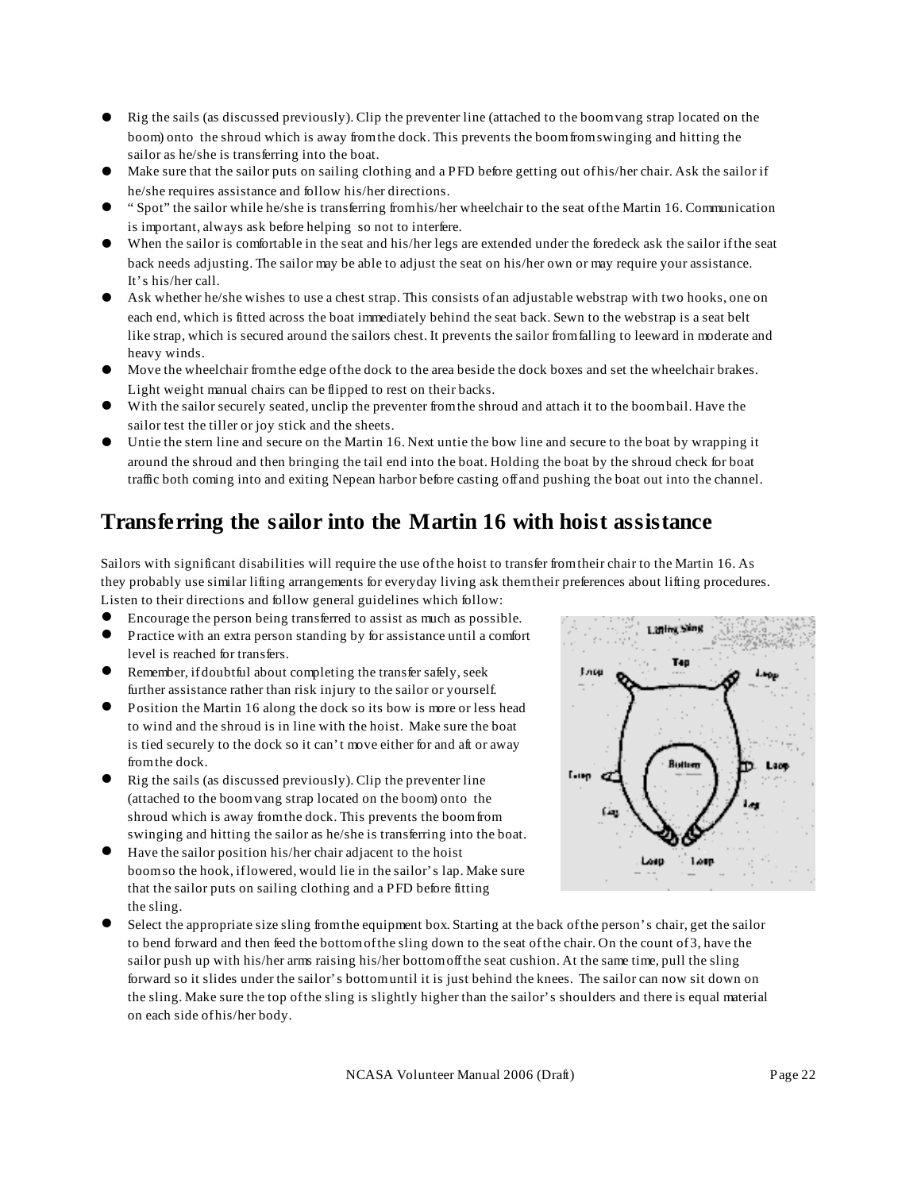- Rig the sails (as discussed previously). Clip the preventer line (attached to the boom vang strap located on the boom) onto the shroud which is away from the dock. This prevents the boom from swinging and hitting the sailor as he/she is transferring into the boat.
- Make sure that the sailor puts on sailing clothing and a PFD before getting out of his/her chair. Ask the sailor if he/she requires assistance and follow his/her directions.
- "Spot" the sailor while he/she is transferring from his/her wheelchair to the seat of the Martin 16. Communication is important, always ask before helping so not to interfere.
- When the sailor is comfortable in the seat and his/her legs are extended under the foredeck ask the sailor if the seat back needs adjusting. The sailor may be able to adjust the seat on his/her own or may require your assistance. It's his/her call.
- Ask whether he/she wishes to use a chest strap. This consists of an adjustable webstrap with two hooks, one on each end, which is fitted across the boat immediately behind the seat back. Sewn to the webstrap is a seat belt like strap, which is secured around the sailors chest. It prevents the sailor from falling to leeward in moderate and heavy winds.
- Move the wheelchair from the edge of the dock to the area beside the dock boxes and set the wheelchair brakes. Light weight manual chairs can be flipped to rest on their backs.
- With the sailor securely seated, unclip the preventer from the shroud and attach it to the boom bail. Have the sailor test the tiller or joy stick and the sheets.
- Untie the stern line and secure on the Martin 16. Next untie the bow line and secure to the boat by wrapping it around the shroud and then bringing the tail end into the boat. Holding the boat by the shroud check for boat traffic both coming into and exiting Nepean harbor before casting off and pushing the boat out into the channel.

## Transferring the sailor into the Martin 16 with hoist assistance

Sailors with significant disabilities will require the use of the hoist to transfer from their chair to the Martin 16. As they probably use similar lifting arrangements for everyday living ask them their preferences about lifting procedures. Listen to their directions and follow general guidelines which follow:

- Encourage the person being transferred to assist as much as possible.
- Practice with an extra person standing by for assistance until a comfort level is reached for transfers.
- Remember, if doubtful about completing the transfer safely, seek further assistance rather than risk injury to the sailor or yourself.
- Position the Martin 16 along the dock so its bow is more or less head to wind and the shroud is in line with the hoist. Make sure the boat is tied securely to the dock so it can't move either for and aft or away from the dock.
- Rig the sails (as discussed previously). Clip the preventer line (attached to the boom vang strap located on the boom) onto the shroud which is away from the dock. This prevents the boom from swinging and hitting the sailor as he/she is transferring into the boat.
- Have the sailor position his/her chair adjacent to the hoist boom so the hook, if lowered, would lie in the sailor's lap. Make sure that the sailor puts on sailing clothing and a PFD before fitting the sling.
- Select the appropriate size sling from the equipment box. Starting at the back of the person's chair, get the sailor to bend forward and then feed the bottom of the sling down to the seat of the chair. On the count of 3, have the sailor push up with his/her arms raising his/her bottom off the seat cushion. At the same time, pull the sling forward so it slides under the sailor's bottom until it is just behind the knees. The sailor can now sit down on the sling. Make sure the top of the sling is slightly higher than the sailor's shoulders and there is equal material on each side of his/her body.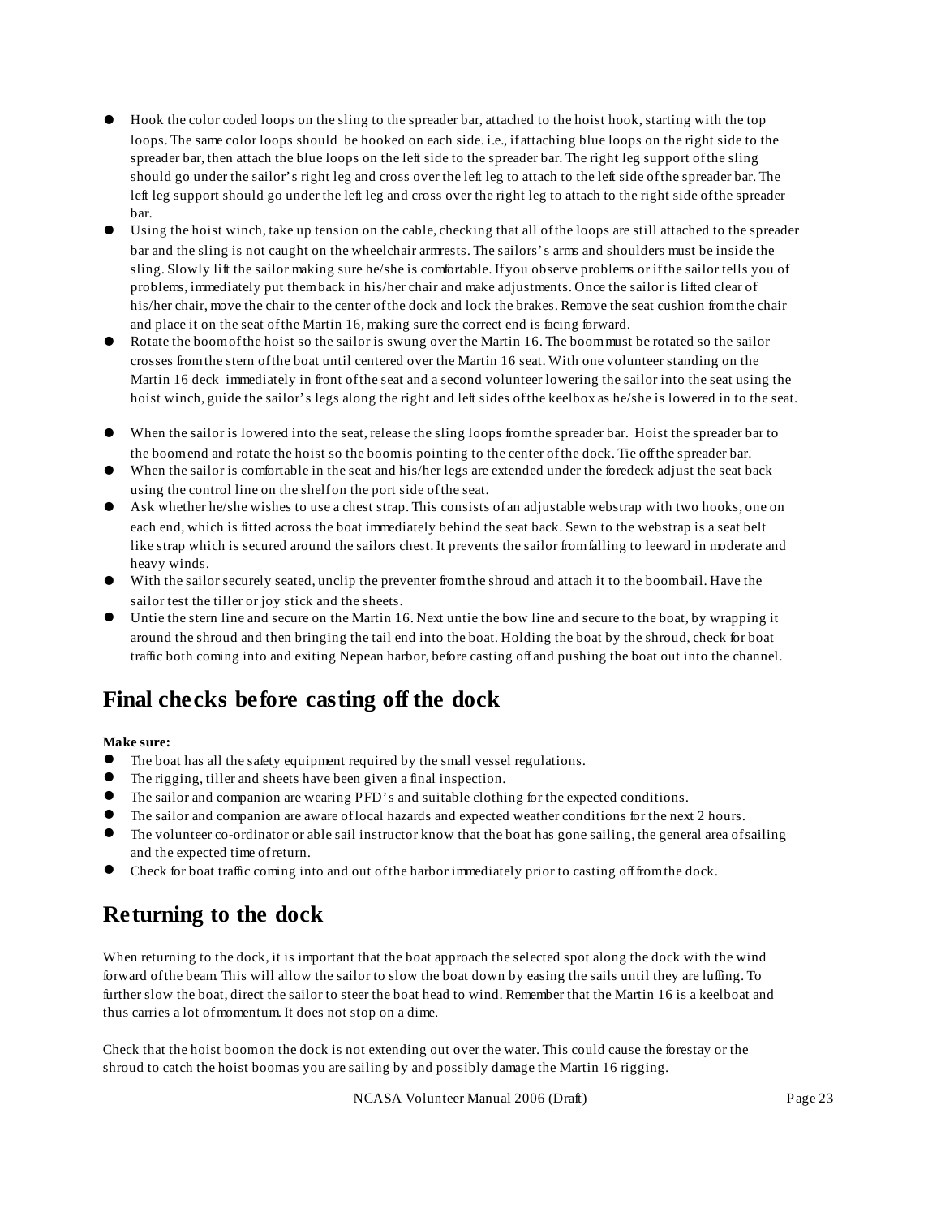- Hook the color coded loops on the sling to the spreader bar, attached to the hoist hook, starting with the top loops. The same color loops should be hooked on each side. i.e., if attaching blue loops on the right side to the spreader bar, then attach the blue loops on the left side to the spreader bar. The right leg support of the sling should go under the sailor's right leg and cross over the left leg to attach to the left side of the spreader bar. The left leg support should go under the left leg and cross over the right leg to attach to the right side of the spreader bar.
- Using the hoist winch, take up tension on the cable, checking that all of the loops are still attached to the spreader bar and the sling is not caught on the wheelchair armrests. The sailors's arms and shoulders must be inside the sling. Slowly lift the sailor making sure he/she is comfortable. If you observe problems or if the sailor tells you of problems, immediately put them back in his/her chair and make adjustments. Once the sailor is lifted clear of his/her chair, move the chair to the center of the dock and lock the brakes. Remove the seat cushion from the chair and place it on the seat of the Martin 16, making sure the correct end is facing forward.
- Rotate the boom of the hoist so the sailor is swung over the Martin 16. The boom must be rotated so the sailor crosses from the stern of the boat until centered over the Martin 16 seat. With one volunteer standing on the Martin 16 deck immediately in front of the seat and a second volunteer lowering the sailor into the seat using the hoist winch, guide the sailor's legs along the right and left sides of the keelbox as he/she is lowered in to the seat.
- When the sailor is lowered into the seat, release the sling loops from the spreader bar. Hoist the spreader bar to the boom end and rotate the hoist so the boom is pointing to the center of the dock. Tie off the spreader bar.
- When the sailor is comfortable in the seat and his/her legs are extended under the foredeck adjust the seat back using the control line on the shelf on the port side of the seat.
- Ask whether he/she wishes to use a chest strap. This consists of an adjustable webstrap with two hooks, one on each end, which is fitted across the boat immediately behind the seat back. Sewn to the webstrap is a seat belt like strap which is secured around the sailors chest. It prevents the sailor from falling to leeward in moderate and heavy winds.
- With the sailor securely seated, unclip the preventer from the shroud and attach it to the boom bail. Have the sailor test the tiller or joy stick and the sheets.
- Untie the stern line and secure on the Martin 16. Next untie the bow line and secure to the boat, by wrapping it around the shroud and then bringing the tail end into the boat. Holding the boat by the shroud, check for boat traffic both coming into and exiting Nepean harbor, before casting off and pushing the boat out into the channel.

## Final checks before casting off the dock

**Make sure:**

- The boat has all the safety equipment required by the small vessel regulations.
- The rigging, tiller and sheets have been given a final inspection.
- The sailor and companion are wearing PFD's and suitable clothing for the expected conditions.
- The sailor and companion are aware of local hazards and expected weather conditions for the next 2 hours.
- The volunteer co-ordinator or able sail instructor know that the boat has gone sailing, the general area of sailing and the expected time of return.
- Check for boat traffic coming into and out of the harbor immediately prior to casting off from the dock.

## Returning to the dock

When returning to the dock, it is important that the boat approach the selected spot along the dock with the wind forward of the beam. This will allow the sailor to slow the boat down by easing the sails until they are luffing. To further slow the boat, direct the sailor to steer the boat head to wind. Remember that the Martin 16 is a keelboat and thus carries a lot of momentum. It does not stop on a dime.

Check that the hoist boom on the dock is not extending out over the water. This could cause the forestay or the shroud to catch the hoist boom as you are sailing by and possibly damage the Martin 16 rigging.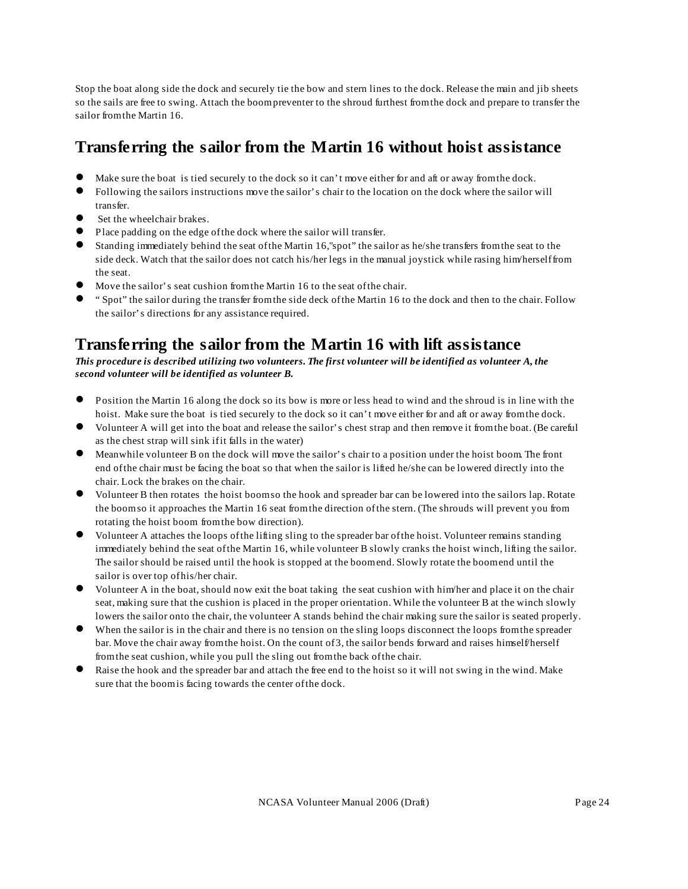Stop the boat along side the dock and securely tie the bow and stern lines to the dock. Release the main and jib sheets so the sails are free to swing. Attach the boom preventer to the shroud furthest from the dock and prepare to transfer the sailor from the Martin 16.

## Transferring the sailor from the Martin 16 without hoist assistance

- Make sure the boat is tied securely to the dock so it can't move either for and aft or away from the dock.
- Following the sailors instructions move the sailor's chair to the location on the dock where the sailor will transfer.
- Set the wheelchair brakes.
- Place padding on the edge of the dock where the sailor will transfer.
- Standing immediately behind the seat of the Martin 16,"spot" the sailor as he/she transfers from the seat to the side deck. Watch that the sailor does not catch his/her legs in the manual joystick while rasing him/herself from the seat.
- Move the sailor's seat cushion from the Martin 16 to the seat of the chair.
- " Spot" the sailor during the transfer from the side deck of the Martin 16 to the dock and then to the chair. Follow the sailor's directions for any assistance required.

## Transferring the sailor from the Martin 16 with lift assistance

***This procedure is described utilizing two volunteers. The first volunteer will be identified as volunteer A, the second volunteer will be identified as volunteer B.***

- Position the Martin 16 along the dock so its bow is more or less head to wind and the shroud is in line with the hoist. Make sure the boat is tied securely to the dock so it can't move either for and aft or away from the dock.
- Volunteer A will get into the boat and release the sailor's chest strap and then remove it from the boat. (Be careful as the chest strap will sink if it falls in the water)
- Meanwhile volunteer B on the dock will move the sailor's chair to a position under the hoist boom. The front end of the chair must be facing the boat so that when the sailor is lifted he/she can be lowered directly into the chair. Lock the brakes on the chair.
- Volunteer B then rotates the hoist boom so the hook and spreader bar can be lowered into the sailors lap. Rotate the boom so it approaches the Martin 16 seat from the direction of the stern. (The shrouds will prevent you from rotating the hoist boom from the bow direction).
- Volunteer A attaches the loops of the lifting sling to the spreader bar of the hoist. Volunteer remains standing immediately behind the seat of the Martin 16, while volunteer B slowly cranks the hoist winch, lifting the sailor. The sailor should be raised until the hook is stopped at the boom end. Slowly rotate the boom end until the sailor is over top of his/her chair.
- Volunteer A in the boat, should now exit the boat taking the seat cushion with him/her and place it on the chair seat, making sure that the cushion is placed in the proper orientation. While the volunteer B at the winch slowly lowers the sailor onto the chair, the volunteer A stands behind the chair making sure the sailor is seated properly.
- When the sailor is in the chair and there is no tension on the sling loops disconnect the loops from the spreader bar. Move the chair away from the hoist. On the count of 3, the sailor bends forward and raises himself/herself from the seat cushion, while you pull the sling out from the back of the chair.
- Raise the hook and the spreader bar and attach the free end to the hoist so it will not swing in the wind. Make sure that the boom is facing towards the center of the dock.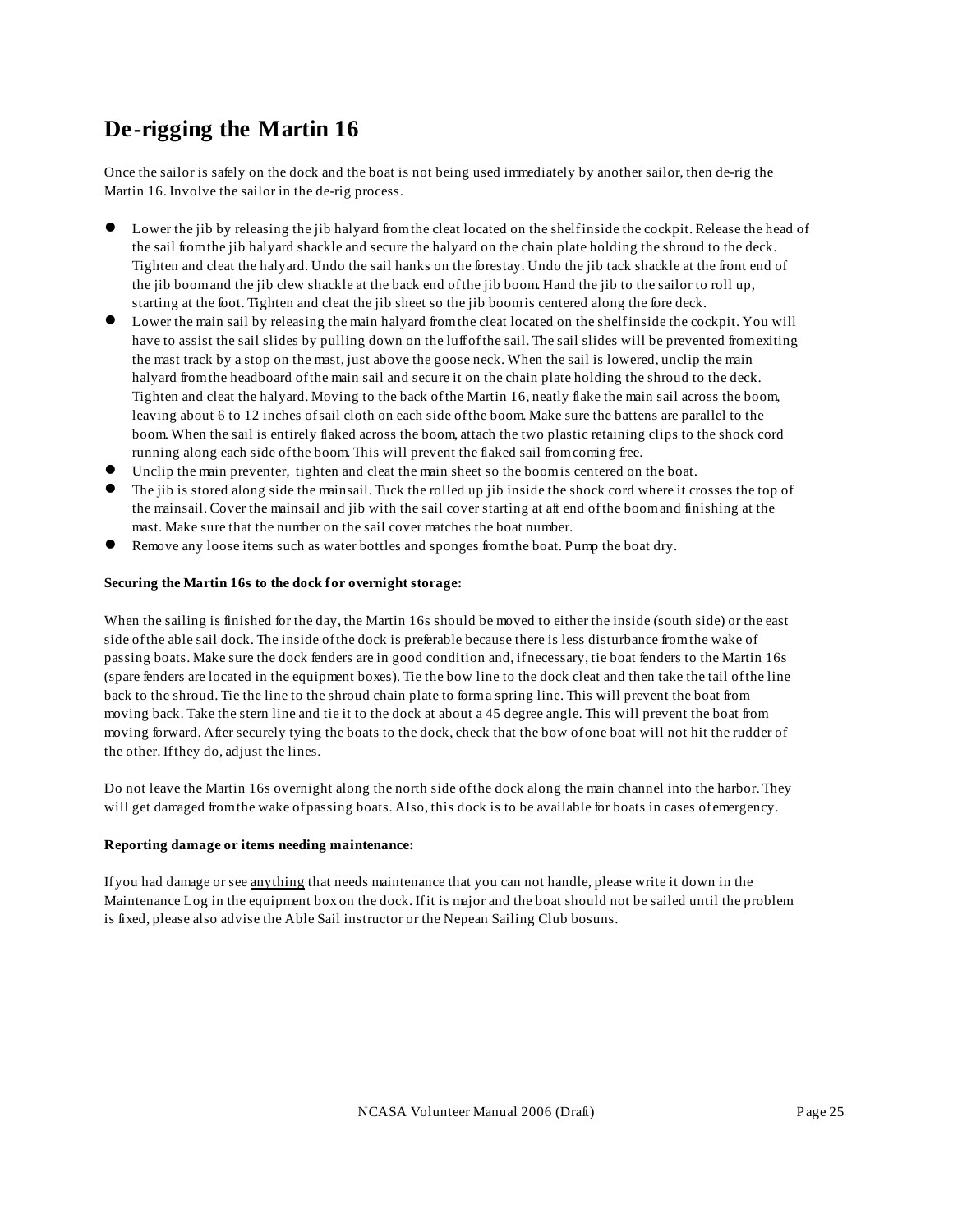# De-rigging the Martin 16

Once the sailor is safely on the dock and the boat is not being used immediately by another sailor, then de-rig the Martin 16. Involve the sailor in the de-rig process.

- Lower the jib by releasing the jib halyard from the cleat located on the shelf inside the cockpit. Release the head of the sail from the jib halyard shackle and secure the halyard on the chain plate holding the shroud to the deck. Tighten and cleat the halyard. Undo the sail hanks on the forestay. Undo the jib tack shackle at the front end of the jib boom and the jib clew shackle at the back end of the jib boom. Hand the jib to the sailor to roll up, starting at the foot. Tighten and cleat the jib sheet so the jib boom is centered along the fore deck.
- Lower the main sail by releasing the main halyard from the cleat located on the shelf inside the cockpit. You will have to assist the sail slides by pulling down on the luff of the sail. The sail slides will be prevented from exiting the mast track by a stop on the mast, just above the goose neck. When the sail is lowered, unclip the main halyard from the headboard of the main sail and secure it on the chain plate holding the shroud to the deck. Tighten and cleat the halyard. Moving to the back of the Martin 16, neatly flake the main sail across the boom, leaving about 6 to 12 inches of sail cloth on each side of the boom. Make sure the battens are parallel to the boom. When the sail is entirely flaked across the boom, attach the two plastic retaining clips to the shock cord running along each side of the boom. This will prevent the flaked sail from coming free.
- Unclip the main preventer, tighten and cleat the main sheet so the boom is centered on the boat.
- The jib is stored along side the mainsail. Tuck the rolled up jib inside the shock cord where it crosses the top of the mainsail. Cover the mainsail and jib with the sail cover starting at aft end of the boom and finishing at the mast. Make sure that the number on the sail cover matches the boat number.
- Remove any loose items such as water bottles and sponges from the boat. Pump the boat dry.

**Securing the Martin 16s to the dock for overnight storage:**

When the sailing is finished for the day, the Martin 16s should be moved to either the inside (south side) or the east side of the able sail dock. The inside of the dock is preferable because there is less disturbance from the wake of passing boats. Make sure the dock fenders are in good condition and, if necessary, tie boat fenders to the Martin 16s (spare fenders are located in the equipment boxes). Tie the bow line to the dock cleat and then take the tail of the line back to the shroud. Tie the line to the shroud chain plate to form a spring line. This will prevent the boat from moving back. Take the stern line and tie it to the dock at about a 45 degree angle. This will prevent the boat from moving forward. After securely tying the boats to the dock, check that the bow of one boat will not hit the rudder of the other. If they do, adjust the lines.

Do not leave the Martin 16s overnight along the north side of the dock along the main channel into the harbor. They will get damaged from the wake of passing boats. Also, this dock is to be available for boats in cases of emergency.

**Reporting damage or items needing maintenance:**

If you had damage or see <u>anything</u> that needs maintenance that you can not handle, please write it down in the Maintenance Log in the equipment box on the dock. If it is major and the boat should not be sailed until the problem is fixed, please also advise the Able Sail instructor or the Nepean Sailing Club bosuns.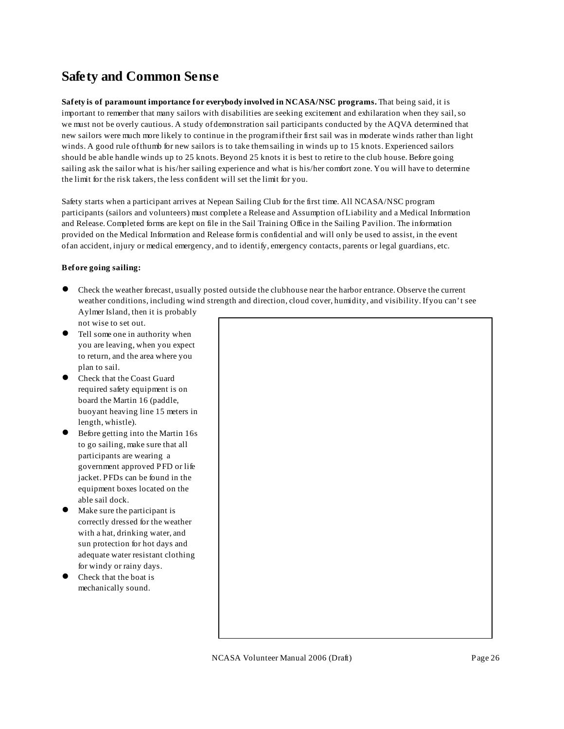## Safety and Common Sense

**Safety is of paramount importance for everybody involved in NCASA/NSC programs.** That being said, it is important to remember that many sailors with disabilities are seeking excitement and exhilaration when they sail, so we must not be overly cautious. A study of demonstration sail participants conducted by the AQVA determined that new sailors were much more likely to continue in the program if their first sail was in moderate winds rather than light winds. A good rule of thumb for new sailors is to take them sailing in winds up to 15 knots. Experienced sailors should be able handle winds up to 25 knots. Beyond 25 knots it is best to retire to the club house. Before going sailing ask the sailor what is his/her sailing experience and what is his/her comfort zone. You will have to determine the limit for the risk takers, the less confident will set the limit for you.

Safety starts when a participant arrives at Nepean Sailing Club for the first time. All NCASA/NSC program participants (sailors and volunteers) must complete a Release and Assumption of Liability and a Medical Information and Release. Completed forms are kept on file in the Sail Training Office in the Sailing Pavilion. The information provided on the Medical Information and Release form is confidential and will only be used to assist, in the event of an accident, injury or medical emergency, and to identify, emergency contacts, parents or legal guardians, etc.

**Before going sailing:**

- Check the weather forecast, usually posted outside the clubhouse near the harbor entrance. Observe the current weather conditions, including wind strength and direction, cloud cover, humidity, and visibility. If you can't see Aylmer Island, then it is probably not wise to set out.
- Tell some one in authority when you are leaving, when you expect to return, and the area where you plan to sail.
- Check that the Coast Guard required safety equipment is on board the Martin 16 (paddle, buoyant heaving line 15 meters in length, whistle).
- Before getting into the Martin 16s to go sailing, make sure that all participants are wearing a government approved PFD or life jacket. PFDs can be found in the equipment boxes located on the able sail dock.
- Make sure the participant is correctly dressed for the weather with a hat, drinking water, and sun protection for hot days and adequate water resistant clothing for windy or rainy days.
- Check that the boat is mechanically sound.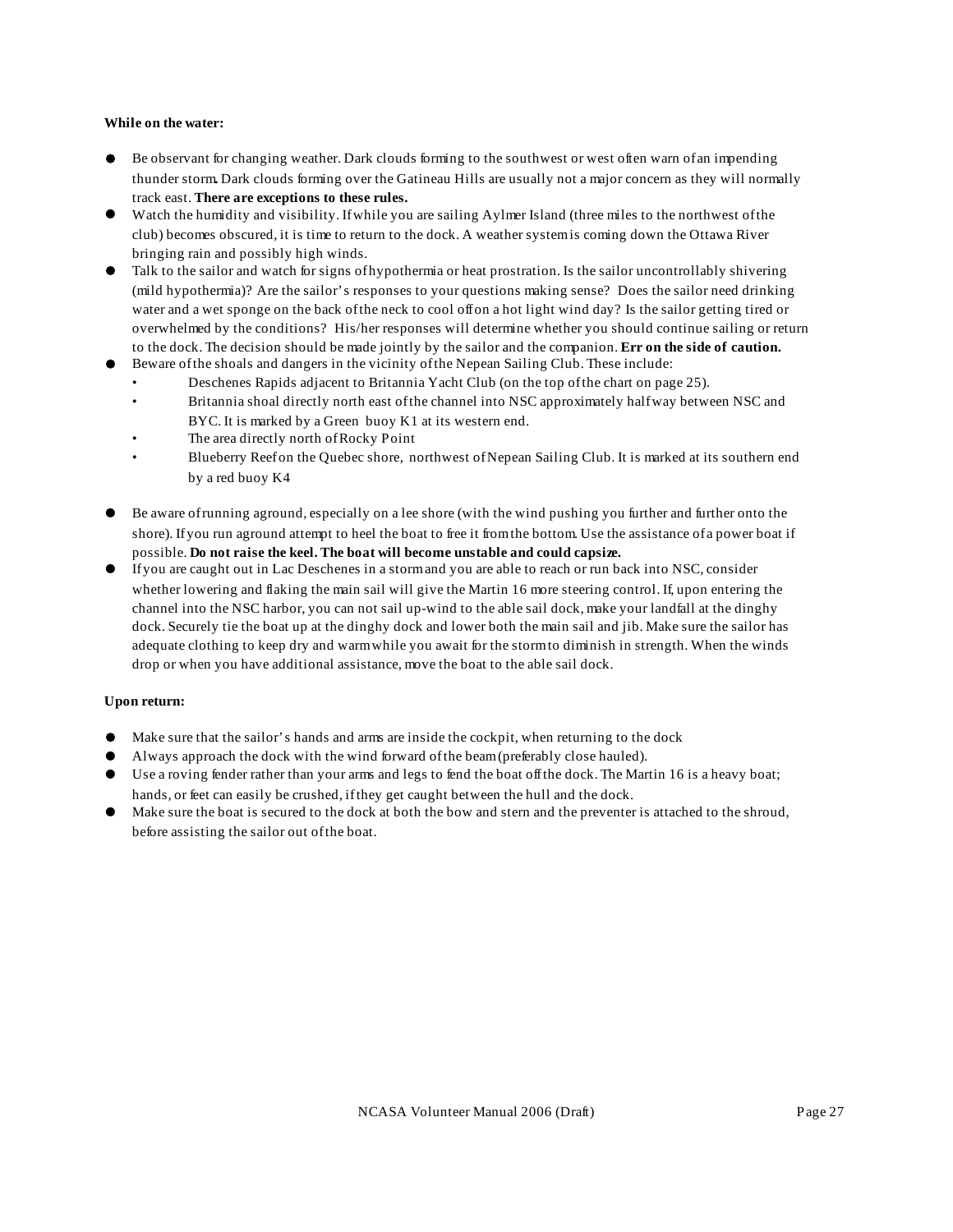**While on the water:**

- Be observant for changing weather. Dark clouds forming to the southwest or west often warn of an impending thunder storm**.** Dark clouds forming over the Gatineau Hills are usually not a major concern as they will normally track east. **There are exceptions to these rules.**
- Watch the humidity and visibility. If while you are sailing Aylmer Island (three miles to the northwest of the club) becomes obscured, it is time to return to the dock. A weather system is coming down the Ottawa River bringing rain and possibly high winds.
- Talk to the sailor and watch for signs of hypothermia or heat prostration. Is the sailor uncontrollably shivering (mild hypothermia)? Are the sailor's responses to your questions making sense? Does the sailor need drinking water and a wet sponge on the back of the neck to cool off on a hot light wind day? Is the sailor getting tired or overwhelmed by the conditions? His/her responses will determine whether you should continue sailing or return to the dock. The decision should be made jointly by the sailor and the companion. **Err on the side of caution.**
- Beware of the shoals and dangers in the vicinity of the Nepean Sailing Club. These include:
  - Deschenes Rapids adjacent to Britannia Yacht Club (on the top of the chart on page 25).
  - Britannia shoal directly north east of the channel into NSC approximately half way between NSC and BYC. It is marked by a Green buoy K1 at its western end.
  - The area directly north of Rocky Point
  - Blueberry Reef on the Quebec shore, northwest of Nepean Sailing Club. It is marked at its southern end by a red buoy K4
- Be aware of running aground, especially on a lee shore (with the wind pushing you further and further onto the shore). If you run aground attempt to heel the boat to free it from the bottom. Use the assistance of a power boat if possible. **Do not raise the keel. The boat will become unstable and could capsize.**
- If you are caught out in Lac Deschenes in a storm and you are able to reach or run back into NSC, consider whether lowering and flaking the main sail will give the Martin 16 more steering control. If, upon entering the channel into the NSC harbor, you can not sail up-wind to the able sail dock, make your landfall at the dinghy dock. Securely tie the boat up at the dinghy dock and lower both the main sail and jib. Make sure the sailor has adequate clothing to keep dry and warm while you await for the storm to diminish in strength. When the winds drop or when you have additional assistance, move the boat to the able sail dock.

**Upon return:**

- Make sure that the sailor's hands and arms are inside the cockpit, when returning to the dock
- Always approach the dock with the wind forward of the beam (preferably close hauled).
- Use a roving fender rather than your arms and legs to fend the boat off the dock. The Martin 16 is a heavy boat; hands, or feet can easily be crushed, if they get caught between the hull and the dock.
- Make sure the boat is secured to the dock at both the bow and stern and the preventer is attached to the shroud, before assisting the sailor out of the boat.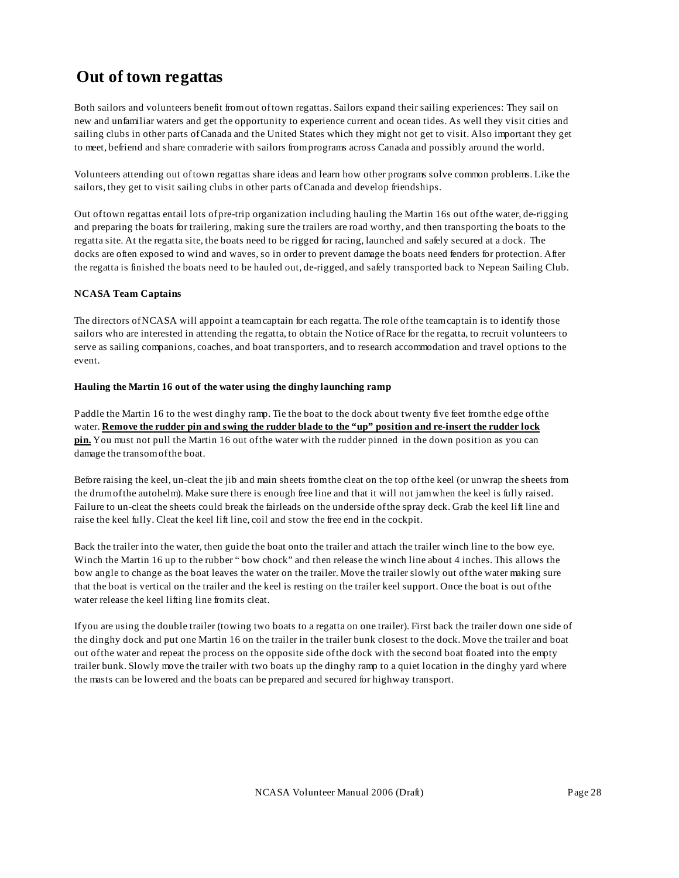# Out of town regattas

Both sailors and volunteers benefit from out of town regattas. Sailors expand their sailing experiences: They sail on new and unfamiliar waters and get the opportunity to experience current and ocean tides. As well they visit cities and sailing clubs in other parts of Canada and the United States which they might not get to visit. Also important they get to meet, befriend and share comraderie with sailors from programs across Canada and possibly around the world.

Volunteers attending out of town regattas share ideas and learn how other programs solve common problems. Like the sailors, they get to visit sailing clubs in other parts of Canada and develop friendships.

Out of town regattas entail lots of pre-trip organization including hauling the Martin 16s out of the water, de-rigging and preparing the boats for trailering, making sure the trailers are road worthy, and then transporting the boats to the regatta site. At the regatta site, the boats need to be rigged for racing, launched and safely secured at a dock. The docks are often exposed to wind and waves, so in order to prevent damage the boats need fenders for protection. After the regatta is finished the boats need to be hauled out, de-rigged, and safely transported back to Nepean Sailing Club.

**NCASA Team Captains**

The directors of NCASA will appoint a team captain for each regatta. The role of the team captain is to identify those sailors who are interested in attending the regatta, to obtain the Notice of Race for the regatta, to recruit volunteers to serve as sailing companions, coaches, and boat transporters, and to research accommodation and travel options to the event.

**Hauling the Martin 16 out of the water using the dinghy launching ramp**

Paddle the Martin 16 to the west dinghy ramp. Tie the boat to the dock about twenty five feet from the edge of the water. **Remove the rudder pin and swing the rudder blade to the "up" position and re-insert the rudder lock pin.** You must not pull the Martin 16 out of the water with the rudder pinned in the down position as you can damage the transom of the boat.

Before raising the keel, un-cleat the jib and main sheets from the cleat on the top of the keel (or unwrap the sheets from the drum of the autohelm). Make sure there is enough free line and that it will not jam when the keel is fully raised. Failure to un-cleat the sheets could break the fairleads on the underside of the spray deck. Grab the keel lift line and raise the keel fully. Cleat the keel lift line, coil and stow the free end in the cockpit.

Back the trailer into the water, then guide the boat onto the trailer and attach the trailer winch line to the bow eye. Winch the Martin 16 up to the rubber " bow chock" and then release the winch line about 4 inches. This allows the bow angle to change as the boat leaves the water on the trailer. Move the trailer slowly out of the water making sure that the boat is vertical on the trailer and the keel is resting on the trailer keel support. Once the boat is out of the water release the keel lifting line from its cleat.

If you are using the double trailer (towing two boats to a regatta on one trailer). First back the trailer down one side of the dinghy dock and put one Martin 16 on the trailer in the trailer bunk closest to the dock. Move the trailer and boat out of the water and repeat the process on the opposite side of the dock with the second boat floated into the empty trailer bunk. Slowly move the trailer with two boats up the dinghy ramp to a quiet location in the dinghy yard where the masts can be lowered and the boats can be prepared and secured for highway transport.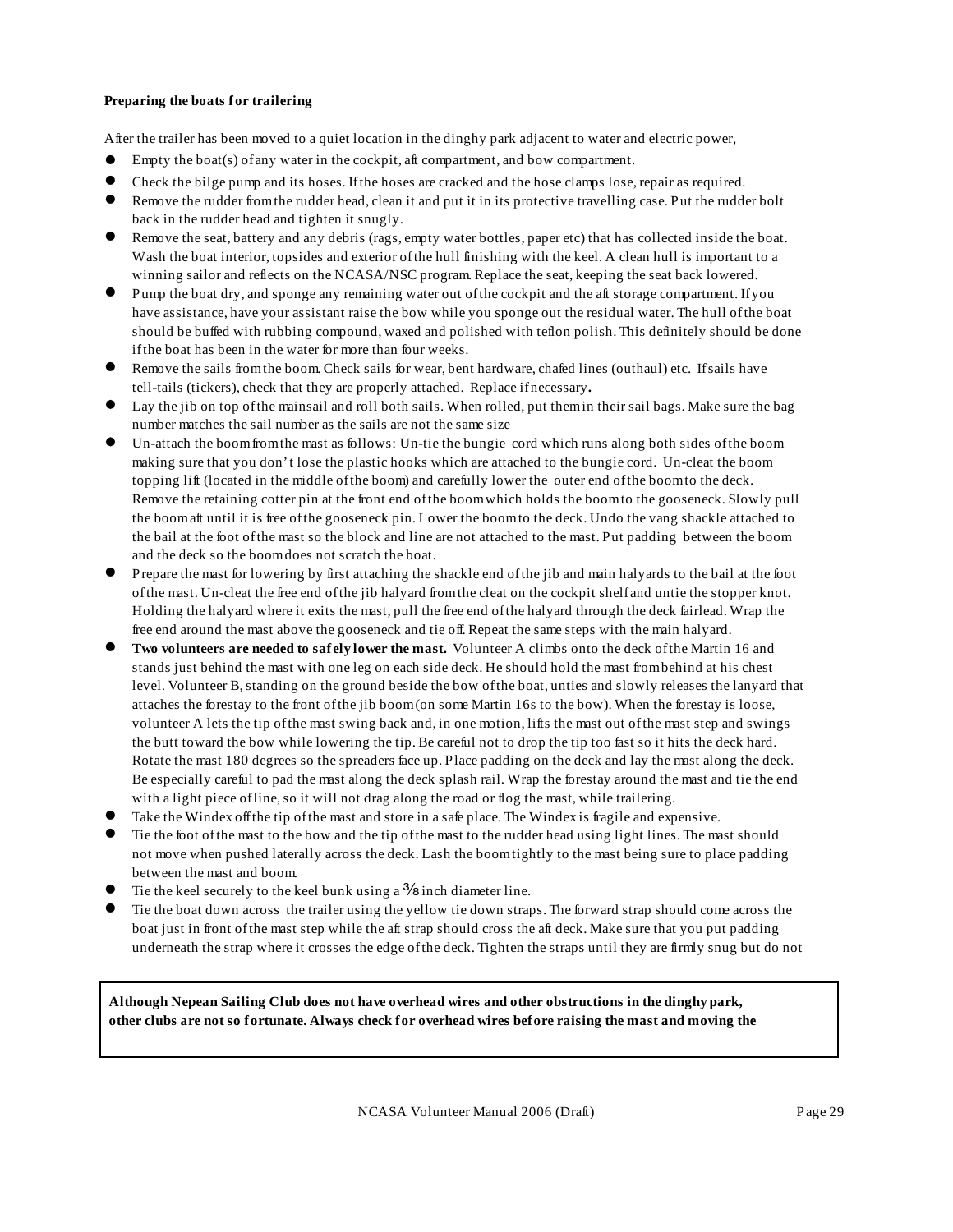**Preparing the boats for trailering**

After the trailer has been moved to a quiet location in the dinghy park adjacent to water and electric power,

- Empty the boat(s) of any water in the cockpit, aft compartment, and bow compartment.
- Check the bilge pump and its hoses. If the hoses are cracked and the hose clamps lose, repair as required.
- Remove the rudder from the rudder head, clean it and put it in its protective travelling case. Put the rudder bolt back in the rudder head and tighten it snugly.
- Remove the seat, battery and any debris (rags, empty water bottles, paper etc) that has collected inside the boat. Wash the boat interior, topsides and exterior of the hull finishing with the keel. A clean hull is important to a winning sailor and reflects on the NCASA/NSC program. Replace the seat, keeping the seat back lowered.
- Pump the boat dry, and sponge any remaining water out of the cockpit and the aft storage compartment. If you have assistance, have your assistant raise the bow while you sponge out the residual water. The hull of the boat should be buffed with rubbing compound, waxed and polished with teflon polish. This definitely should be done if the boat has been in the water for more than four weeks.
- Remove the sails from the boom. Check sails for wear, bent hardware, chafed lines (outhaul) etc. If sails have tell-tails (tickers), check that they are properly attached. Replace if necessary**.**
- Lay the jib on top of the mainsail and roll both sails. When rolled, put them in their sail bags. Make sure the bag number matches the sail number as the sails are not the same size
- Un-attach the boom from the mast as follows: Un-tie the bungie cord which runs along both sides of the boom making sure that you don't lose the plastic hooks which are attached to the bungie cord. Un-cleat the boom topping lift (located in the middle of the boom) and carefully lower the outer end of the boom to the deck. Remove the retaining cotter pin at the front end of the boom which holds the boom to the gooseneck. Slowly pull the boom aft until it is free of the gooseneck pin. Lower the boom to the deck. Undo the vang shackle attached to the bail at the foot of the mast so the block and line are not attached to the mast. Put padding between the boom and the deck so the boom does not scratch the boat.
- Prepare the mast for lowering by first attaching the shackle end of the jib and main halyards to the bail at the foot of the mast. Un-cleat the free end of the jib halyard from the cleat on the cockpit shelf and untie the stopper knot. Holding the halyard where it exits the mast, pull the free end of the halyard through the deck fairlead. Wrap the free end around the mast above the gooseneck and tie off. Repeat the same steps with the main halyard.
- **Two volunteers are needed to safely lower the mast.** Volunteer A climbs onto the deck of the Martin 16 and stands just behind the mast with one leg on each side deck. He should hold the mast from behind at his chest level. Volunteer B, standing on the ground beside the bow of the boat, unties and slowly releases the lanyard that attaches the forestay to the front of the jib boom (on some Martin 16s to the bow). When the forestay is loose, volunteer A lets the tip of the mast swing back and, in one motion, lifts the mast out of the mast step and swings the butt toward the bow while lowering the tip. Be careful not to drop the tip too fast so it hits the deck hard. Rotate the mast 180 degrees so the spreaders face up. Place padding on the deck and lay the mast along the deck. Be especially careful to pad the mast along the deck splash rail. Wrap the forestay around the mast and tie the end with a light piece of line, so it will not drag along the road or flog the mast, while trailering.
- Take the Windex off the tip of the mast and store in a safe place. The Windex is fragile and expensive.
- Tie the foot of the mast to the bow and the tip of the mast to the rudder head using light lines. The mast should not move when pushed laterally across the deck. Lash the boom tightly to the mast being sure to place padding between the mast and boom.
- Tie the keel securely to the keel bunk using a ⅜ inch diameter line.
- Tie the boat down across the trailer using the yellow tie down straps. The forward strap should come across the boat just in front of the mast step while the aft strap should cross the aft deck. Make sure that you put padding underneath the strap where it crosses the edge of the deck. Tighten the straps until they are firmly snug but do not

**Although Nepean Sailing Club does not have overhead wires and other obstructions in the dinghy park, other clubs are not so fortunate. Always check for overhead wires before raising the mast and moving the**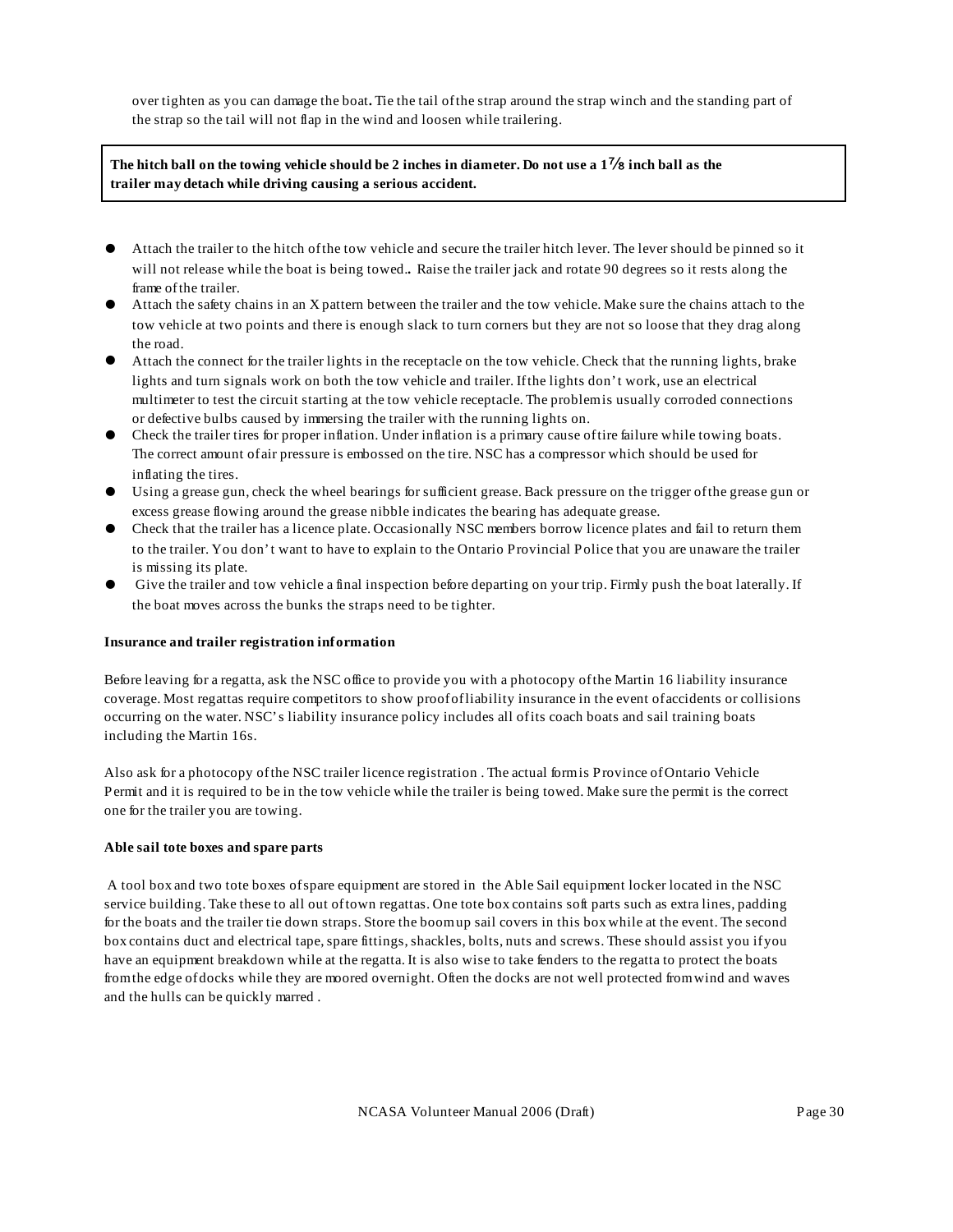over tighten as you can damage the boat**.** Tie the tail of the strap around the strap winch and the standing part of the strap so the tail will not flap in the wind and loosen while trailering.

**The hitch ball on the towing vehicle should be 2 inches in diameter. Do not use a 1⅞ inch ball as the trailer may detach while driving causing a serious accident.**

- Attach the trailer to the hitch of the tow vehicle and secure the trailer hitch lever. The lever should be pinned so it will not release while the boat is being towed.**.** Raise the trailer jack and rotate 90 degrees so it rests along the frame of the trailer.
- Attach the safety chains in an X pattern between the trailer and the tow vehicle. Make sure the chains attach to the tow vehicle at two points and there is enough slack to turn corners but they are not so loose that they drag along the road.
- Attach the connect for the trailer lights in the receptacle on the tow vehicle. Check that the running lights, brake lights and turn signals work on both the tow vehicle and trailer. If the lights don't work, use an electrical multimeter to test the circuit starting at the tow vehicle receptacle. The problem is usually corroded connections or defective bulbs caused by immersing the trailer with the running lights on.
- Check the trailer tires for proper inflation. Under inflation is a primary cause of tire failure while towing boats. The correct amount of air pressure is embossed on the tire. NSC has a compressor which should be used for inflating the tires.
- Using a grease gun, check the wheel bearings for sufficient grease. Back pressure on the trigger of the grease gun or excess grease flowing around the grease nibble indicates the bearing has adequate grease.
- Check that the trailer has a licence plate. Occasionally NSC members borrow licence plates and fail to return them to the trailer. You don't want to have to explain to the Ontario Provincial Police that you are unaware the trailer is missing its plate.
- Give the trailer and tow vehicle a final inspection before departing on your trip. Firmly push the boat laterally. If the boat moves across the bunks the straps need to be tighter.

**Insurance and trailer registration information**

Before leaving for a regatta, ask the NSC office to provide you with a photocopy of the Martin 16 liability insurance coverage. Most regattas require competitors to show proof of liability insurance in the event of accidents or collisions occurring on the water. NSC's liability insurance policy includes all of its coach boats and sail training boats including the Martin 16s.

Also ask for a photocopy of the NSC trailer licence registration . The actual form is Province of Ontario Vehicle Permit and it is required to be in the tow vehicle while the trailer is being towed. Make sure the permit is the correct one for the trailer you are towing.

**Able sail tote boxes and spare parts**

A tool box and two tote boxes of spare equipment are stored in the Able Sail equipment locker located in the NSC service building. Take these to all out of town regattas. One tote box contains soft parts such as extra lines, padding for the boats and the trailer tie down straps. Store the boom up sail covers in this box while at the event. The second box contains duct and electrical tape, spare fittings, shackles, bolts, nuts and screws. These should assist you if you have an equipment breakdown while at the regatta. It is also wise to take fenders to the regatta to protect the boats from the edge of docks while they are moored overnight. Often the docks are not well protected from wind and waves and the hulls can be quickly marred .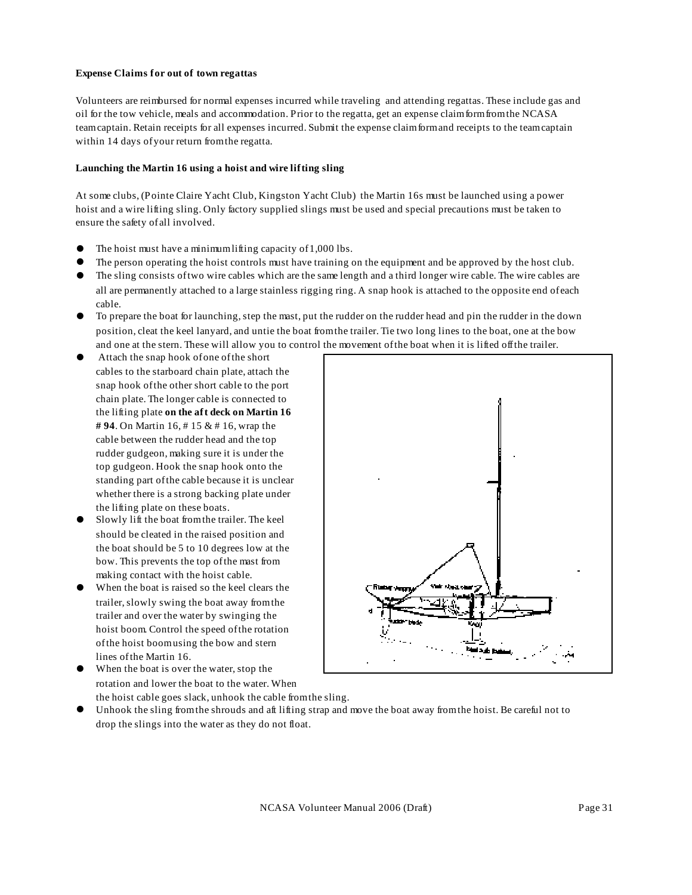**Expense Claims for out of town regattas**

Volunteers are reimbursed for normal expenses incurred while traveling and attending regattas. These include gas and oil for the tow vehicle, meals and accommodation. Prior to the regatta, get an expense claim form from the NCASA team captain. Retain receipts for all expenses incurred. Submit the expense claim form and receipts to the team captain within 14 days of your return from the regatta.

**Launching the Martin 16 using a hoist and wire lifting sling**

At some clubs, (Pointe Claire Yacht Club, Kingston Yacht Club) the Martin 16s must be launched using a power hoist and a wire lifting sling. Only factory supplied slings must be used and special precautions must be taken to ensure the safety of all involved.

- The hoist must have a minimum lifting capacity of 1,000 lbs.
- The person operating the hoist controls must have training on the equipment and be approved by the host club.
- The sling consists of two wire cables which are the same length and a third longer wire cable. The wire cables are all are permanently attached to a large stainless rigging ring. A snap hook is attached to the opposite end of each cable.
- To prepare the boat for launching, step the mast, put the rudder on the rudder head and pin the rudder in the down position, cleat the keel lanyard, and untie the boat from the trailer. Tie two long lines to the boat, one at the bow and one at the stern. These will allow you to control the movement of the boat when it is lifted off the trailer.
- Attach the snap hook of one of the short cables to the starboard chain plate, attach the snap hook of the other short cable to the port chain plate. The longer cable is connected to the lifting plate **on the aft deck on Martin 16 # 94**. On Martin 16, # 15 & # 16, wrap the cable between the rudder head and the top rudder gudgeon, making sure it is under the top gudgeon. Hook the snap hook onto the standing part of the cable because it is unclear whether there is a strong backing plate under the lifting plate on these boats.
- Slowly lift the boat from the trailer. The keel should be cleated in the raised position and the boat should be 5 to 10 degrees low at the bow. This prevents the top of the mast from making contact with the hoist cable.
- When the boat is raised so the keel clears the trailer, slowly swing the boat away from the trailer and over the water by swinging the hoist boom. Control the speed of the rotation of the hoist boom using the bow and stern lines of the Martin 16.
- When the boat is over the water, stop the rotation and lower the boat to the water. When the hoist cable goes slack, unhook the cable from the sling.
- Unhook the sling from the shrouds and aft lifting strap and move the boat away from the hoist. Be careful not to drop the slings into the water as they do not float.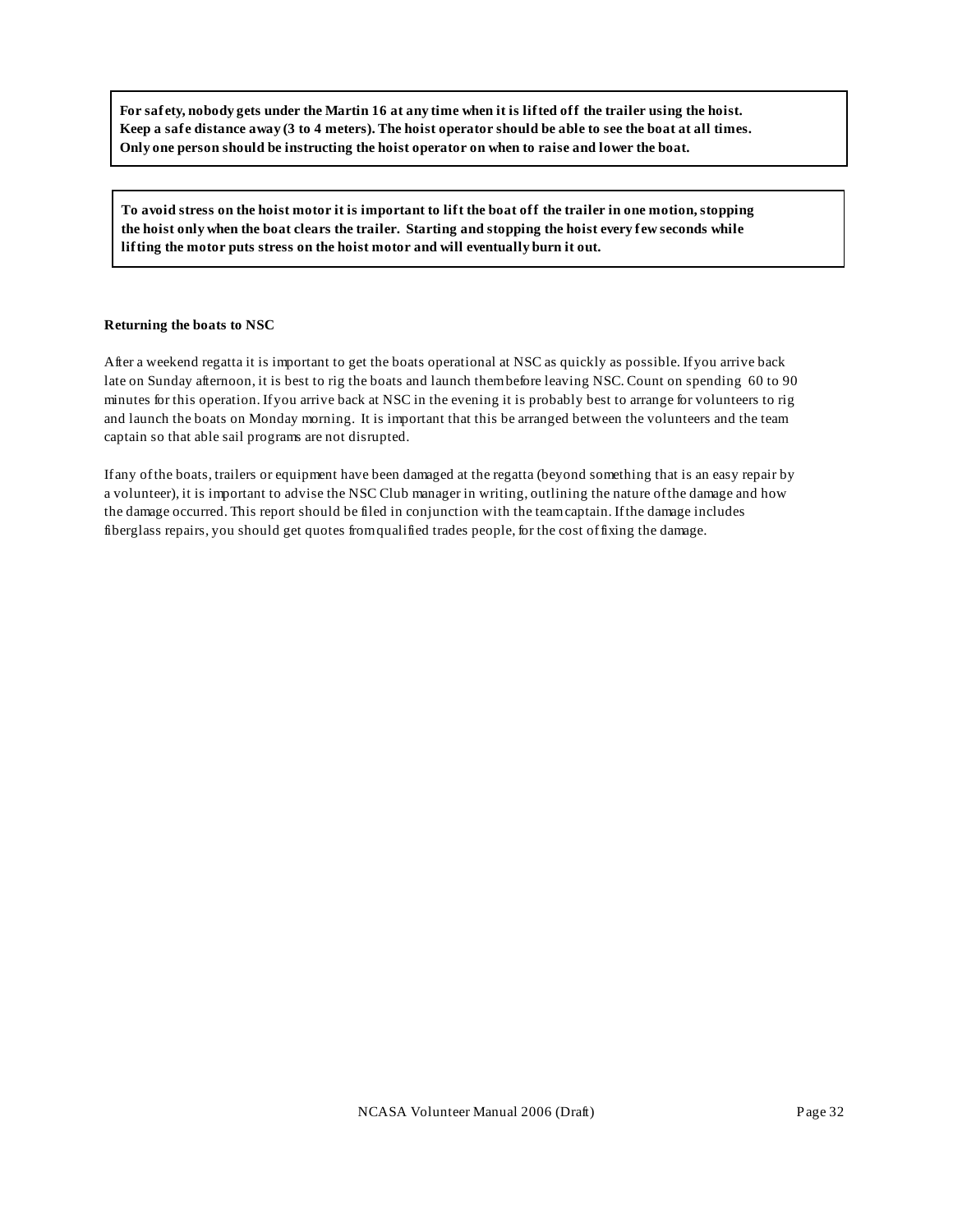**For safety, nobody gets under the Martin 16 at any time when it is lifted off the trailer using the hoist. Keep a safe distance away (3 to 4 meters). The hoist operator should be able to see the boat at all times. Only one person should be instructing the hoist operator on when to raise and lower the boat.**

**To avoid stress on the hoist motor it is important to lift the boat off the trailer in one motion, stopping the hoist only when the boat clears the trailer. Starting and stopping the hoist every few seconds while lifting the motor puts stress on the hoist motor and will eventually burn it out.**

**Returning the boats to NSC**

After a weekend regatta it is important to get the boats operational at NSC as quickly as possible. If you arrive back late on Sunday afternoon, it is best to rig the boats and launch them before leaving NSC. Count on spending 60 to 90 minutes for this operation. If you arrive back at NSC in the evening it is probably best to arrange for volunteers to rig and launch the boats on Monday morning. It is important that this be arranged between the volunteers and the team captain so that able sail programs are not disrupted.

If any of the boats, trailers or equipment have been damaged at the regatta (beyond something that is an easy repair by a volunteer), it is important to advise the NSC Club manager in writing, outlining the nature of the damage and how the damage occurred. This report should be filed in conjunction with the team captain. If the damage includes fiberglass repairs, you should get quotes from qualified trades people, for the cost of fixing the damage.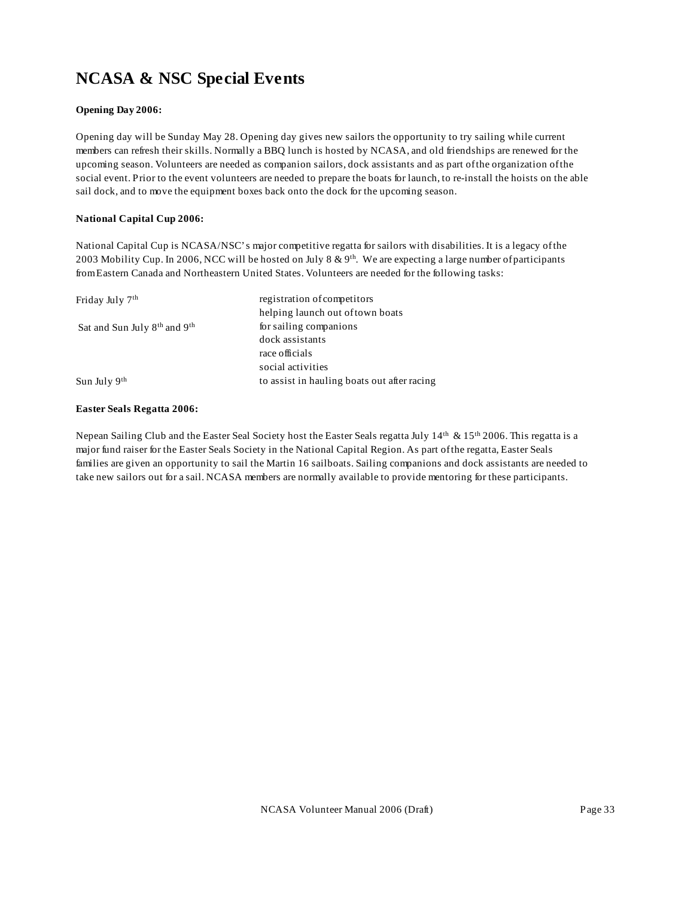# NCASA & NSC Special Events

**Opening Day 2006:**

Opening day will be Sunday May 28. Opening day gives new sailors the opportunity to try sailing while current members can refresh their skills. Normally a BBQ lunch is hosted by NCASA, and old friendships are renewed for the upcoming season. Volunteers are needed as companion sailors, dock assistants and as part of the organization of the social event. Prior to the event volunteers are needed to prepare the boats for launch, to re-install the hoists on the able sail dock, and to move the equipment boxes back onto the dock for the upcoming season.

**National Capital Cup 2006:**

National Capital Cup is NCASA/NSC's major competitive regatta for sailors with disabilities. It is a legacy of the 2003 Mobility Cup. In 2006, NCC will be hosted on July 8 & 9th. We are expecting a large number of participants from Eastern Canada and Northeastern United States. Volunteers are needed for the following tasks:

| | |
|---|---|
| Friday July 7th | registration of competitors |
| | helping launch out of town boats |
| Sat and Sun July 8th and 9th | for sailing companions |
| | dock assistants |
| | race officials |
| | social activities |
| Sun July 9th | to assist in hauling boats out after racing |

**Easter Seals Regatta 2006:**

Nepean Sailing Club and the Easter Seal Society host the Easter Seals regatta July 14th & 15th 2006. This regatta is a major fund raiser for the Easter Seals Society in the National Capital Region. As part of the regatta, Easter Seals families are given an opportunity to sail the Martin 16 sailboats. Sailing companions and dock assistants are needed to take new sailors out for a sail. NCASA members are normally available to provide mentoring for these participants.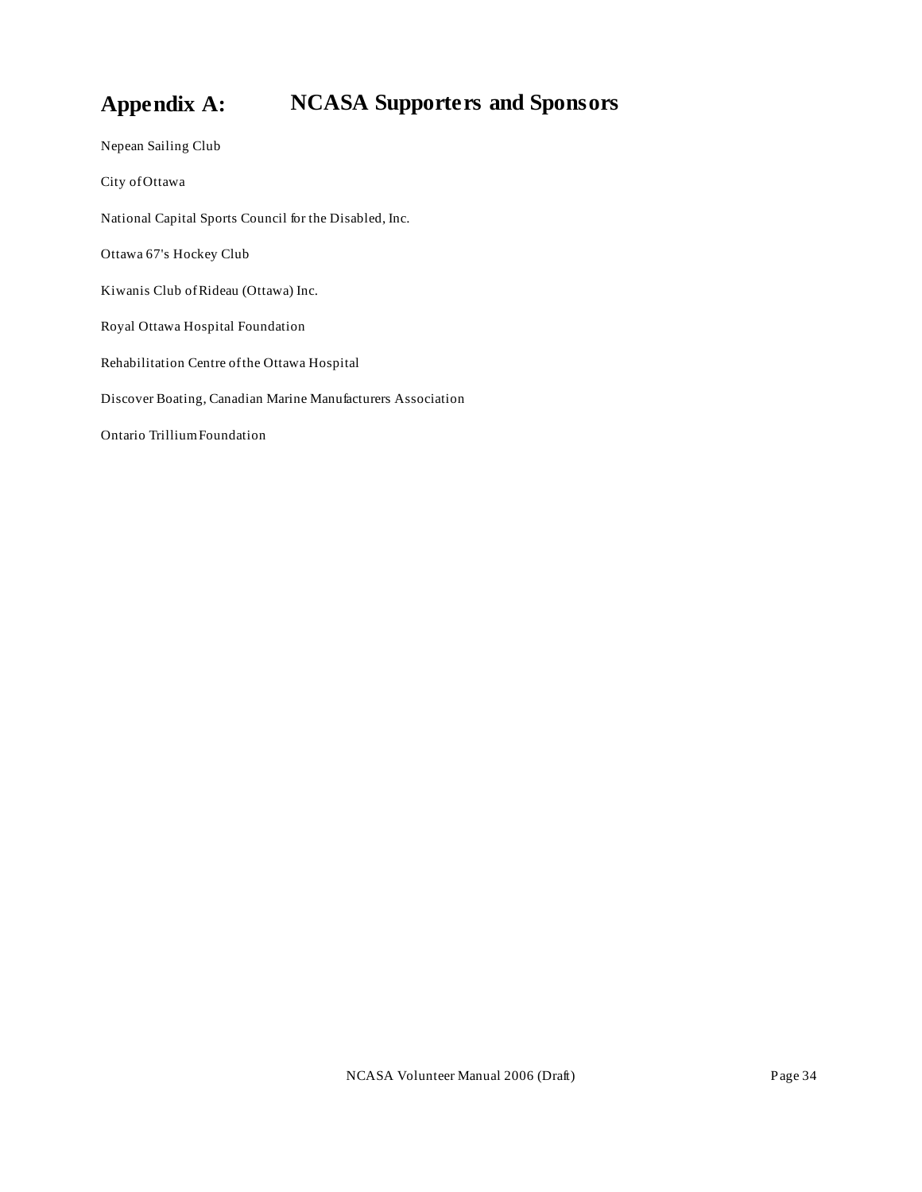# Appendix A: NCASA Supporters and Sponsors

Nepean Sailing Club

City of Ottawa

National Capital Sports Council for the Disabled, Inc.

Ottawa 67's Hockey Club

Kiwanis Club of Rideau (Ottawa) Inc.

Royal Ottawa Hospital Foundation

Rehabilitation Centre of the Ottawa Hospital

Discover Boating, Canadian Marine Manufacturers Association

Ontario Trillium Foundation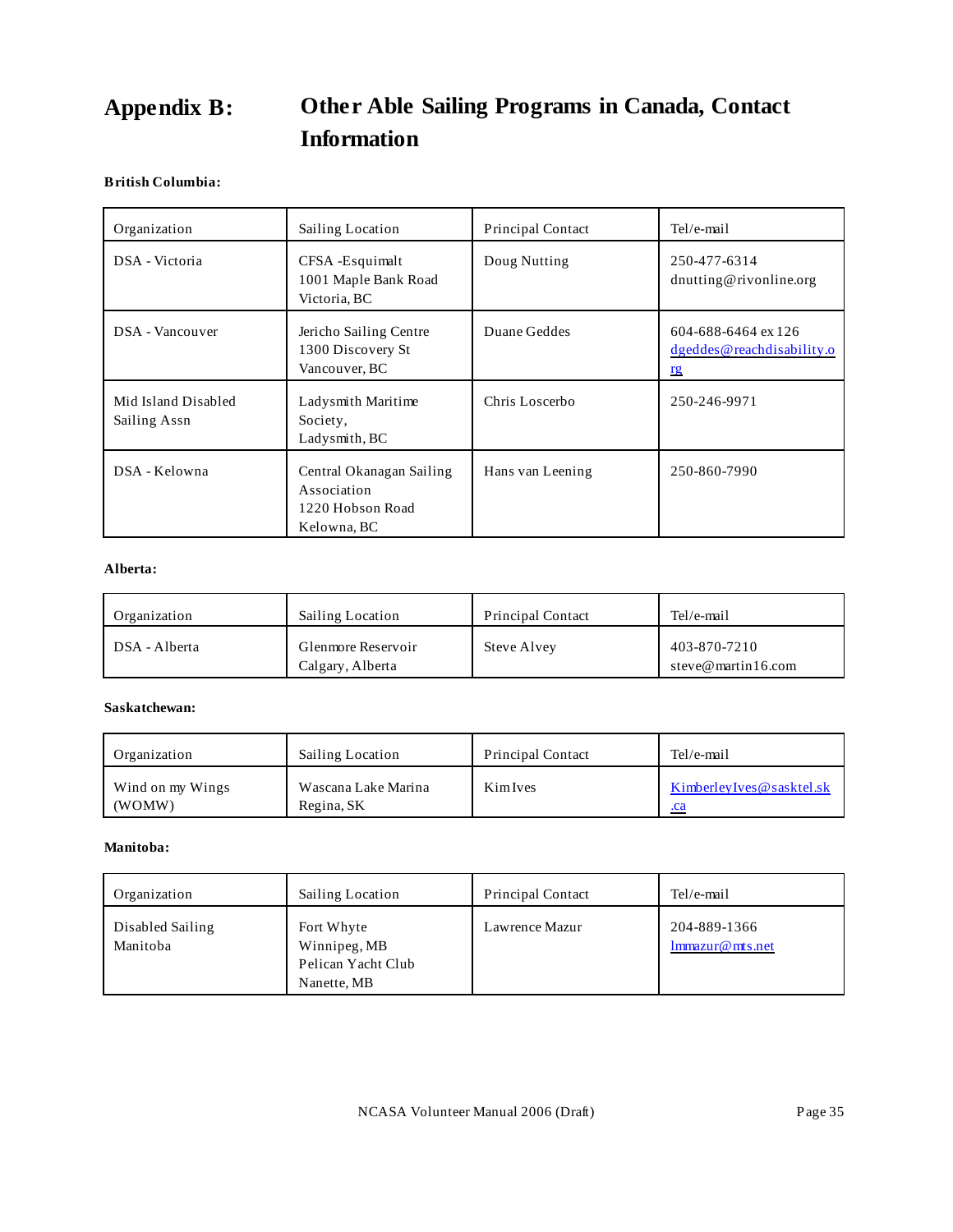# Appendix B: Other Able Sailing Programs in Canada, Contact Information

**British Columbia:**

| Organization | Sailing Location | Principal Contact | Tel/e-mail |
|---|---|---|---|
| DSA - Victoria | CFSA -Esquimalt<br>1001 Maple Bank Road<br>Victoria, BC | Doug Nutting | 250-477-6314<br>dnutting@rivonline.org |
| DSA - Vancouver | Jericho Sailing Centre<br>1300 Discovery St<br>Vancouver, BC | Duane Geddes | 604-688-6464 ex 126<br>dgeddes@reachdisability.org |
| Mid Island Disabled Sailing Assn | Ladysmith Maritime Society,<br>Ladysmith, BC | Chris Loscerbo | 250-246-9971 |
| DSA - Kelowna | Central Okanagan Sailing Association<br>1220 Hobson Road<br>Kelowna, BC | Hans van Leening | 250-860-7990 |

**Alberta:**

| Organization | Sailing Location | Principal Contact | Tel/e-mail |
|---|---|---|---|
| DSA - Alberta | Glenmore Reservoir<br>Calgary, Alberta | Steve Alvey | 403-870-7210<br>steve@martin16.com |

**Saskatchewan:**

| Organization | Sailing Location | Principal Contact | Tel/e-mail |
|---|---|---|---|
| Wind on my Wings (WOMW) | Wascana Lake Marina<br>Regina, SK | Kim Ives | KimberleyIves@sasktel.sk.ca |

**Manitoba:**

| Organization | Sailing Location | Principal Contact | Tel/e-mail |
|---|---|---|---|
| Disabled Sailing Manitoba | Fort Whyte<br>Winnipeg, MB<br>Pelican Yacht Club<br>Nanette, MB | Lawrence Mazur | 204-889-1366<br>lmmazur@mts.net |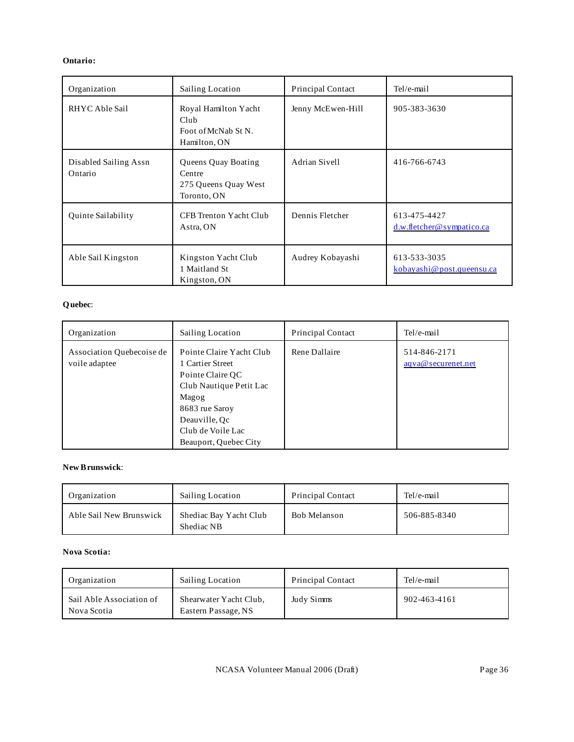**Ontario:**

| Organization | Sailing Location | Principal Contact | Tel/e-mail |
| --- | --- | --- | --- |
| RHYC Able Sail | Royal Hamilton Yacht Club<br>Foot of McNab St N.<br>Hamilton, ON | Jenny McEwen-Hill | 905-383-3630 |
| Disabled Sailing Assn Ontario | Queens Quay Boating Centre<br>275 Queens Quay West<br>Toronto, ON | Adrian Sivell | 416-766-6743 |
| Quinte Sailability | CFB Trenton Yacht Club<br>Astra, ON | Dennis Fletcher | 613-475-4427<br>d.w.fletcher@sympatico.ca |
| Able Sail Kingston | Kingston Yacht Club<br>1 Maitland St<br>Kingston, ON | Audrey Kobayashi | 613-533-3035<br>kobayashi@post.queensu.ca |

**Quebec**:

| Organization | Sailing Location | Principal Contact | Tel/e-mail |
| --- | --- | --- | --- |
| Association Quebecoise de voile adaptee | Pointe Claire Yacht Club<br>1 Cartier Street<br>Pointe Claire QC<br>Club Nautique Petit Lac Magog<br>8683 rue Saroy<br>Deauville, Qc<br>Club de Voile Lac Beauport, Quebec City | Rene Dallaire | 514-846-2171<br>aqva@securenet.net |

**New Brunswick**:

| Organization | Sailing Location | Principal Contact | Tel/e-mail |
| --- | --- | --- | --- |
| Able Sail New Brunswick | Shediac Bay Yacht Club<br>Shediac NB | Bob Melanson | 506-885-8340 |

**Nova Scotia:**

| Organization | Sailing Location | Principal Contact | Tel/e-mail |
| --- | --- | --- | --- |
| Sail Able Association of Nova Scotia | Shearwater Yacht Club, Eastern Passage, NS | Judy Simms | 902-463-4161 |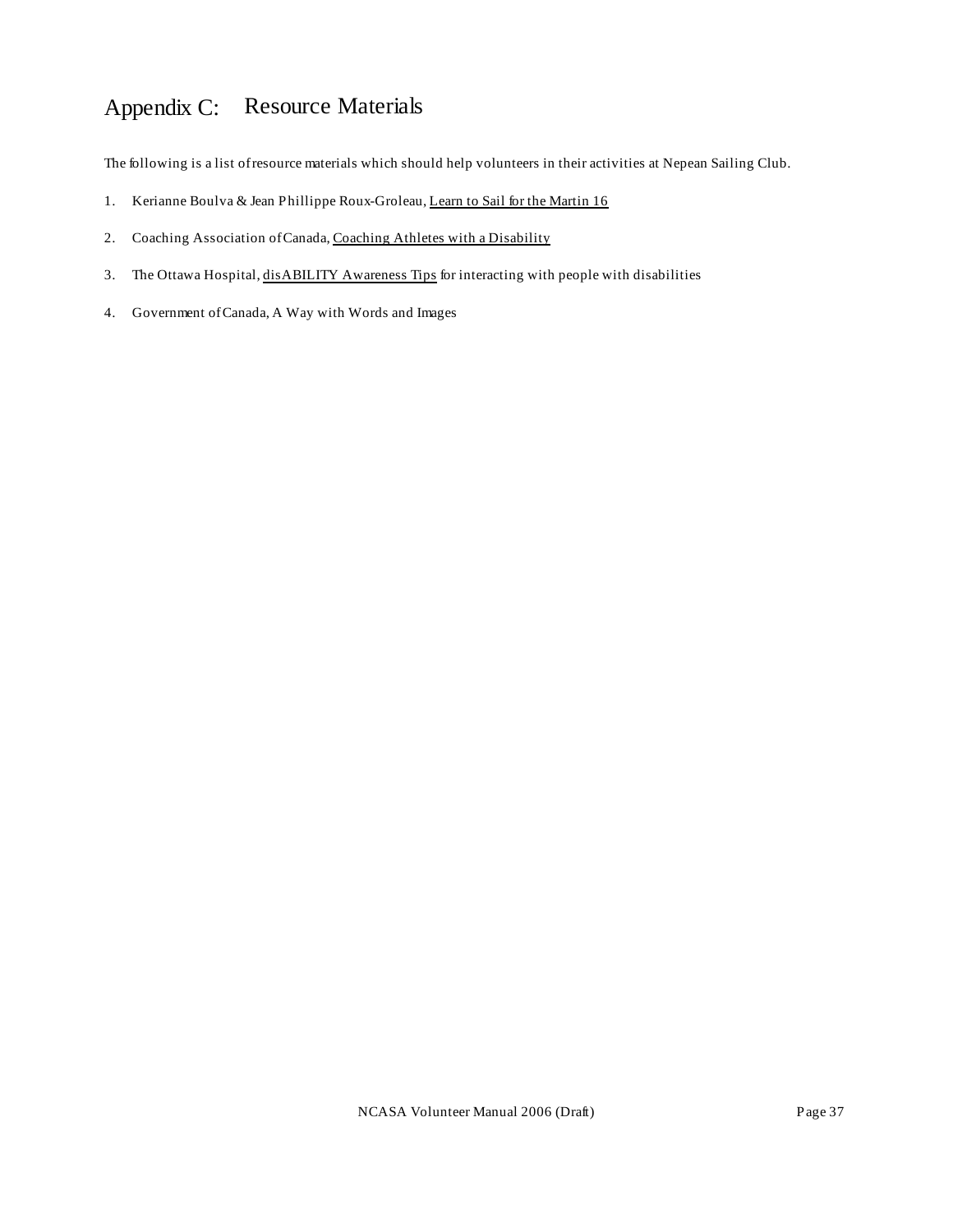# Appendix C: Resource Materials

The following is a list of resource materials which should help volunteers in their activities at Nepean Sailing Club.

1. Kerianne Boulva & Jean Phillippe Roux-Groleau, Learn to Sail for the Martin 16
2. Coaching Association of Canada, Coaching Athletes with a Disability
3. The Ottawa Hospital, disABILITY Awareness Tips for interacting with people with disabilities
4. Government of Canada, A Way with Words and Images